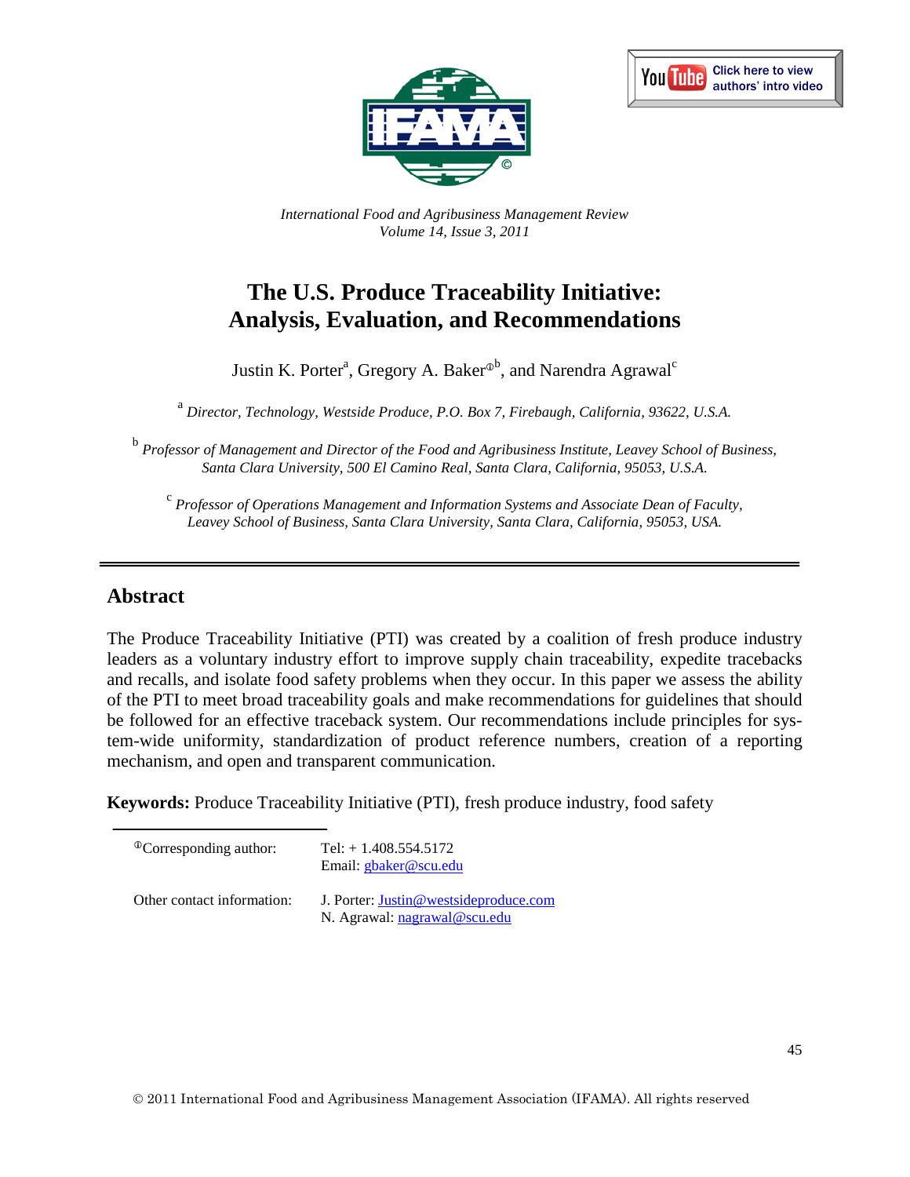*International Food and Agribusiness Management Review*
*Volume 14, Issue 3, 2011*

# The U.S. Produce Traceability Initiative: Analysis, Evaluation, and Recommendations

Justin K. Porter[a], Gregory A. Baker[ⓘb], and Narendra Agrawal[c]

[a] *Director, Technology, Westside Produce, P.O. Box 7, Firebaugh, California, 93622, U.S.A.*

[b] *Professor of Management and Director of the Food and Agribusiness Institute, Leavey School of Business, Santa Clara University, 500 El Camino Real, Santa Clara, California, 95053, U.S.A.*

[c] *Professor of Operations Management and Information Systems and Associate Dean of Faculty, Leavey School of Business, Santa Clara University, Santa Clara, California, 95053, USA.*

## Abstract

The Produce Traceability Initiative (PTI) was created by a coalition of fresh produce industry leaders as a voluntary industry effort to improve supply chain traceability, expedite tracebacks and recalls, and isolate food safety problems when they occur. In this paper we assess the ability of the PTI to meet broad traceability goals and make recommendations for guidelines that should be followed for an effective traceback system. Our recommendations include principles for system-wide uniformity, standardization of product reference numbers, creation of a reporting mechanism, and open and transparent communication.

**Keywords:** Produce Traceability Initiative (PTI), fresh produce industry, food safety

ⓘCorresponding author: Tel: + 1.408.554.5172
Email: gbaker@scu.edu

Other contact information: J. Porter: Justin@westsideproduce.com
N. Agrawal: nagrawal@scu.edu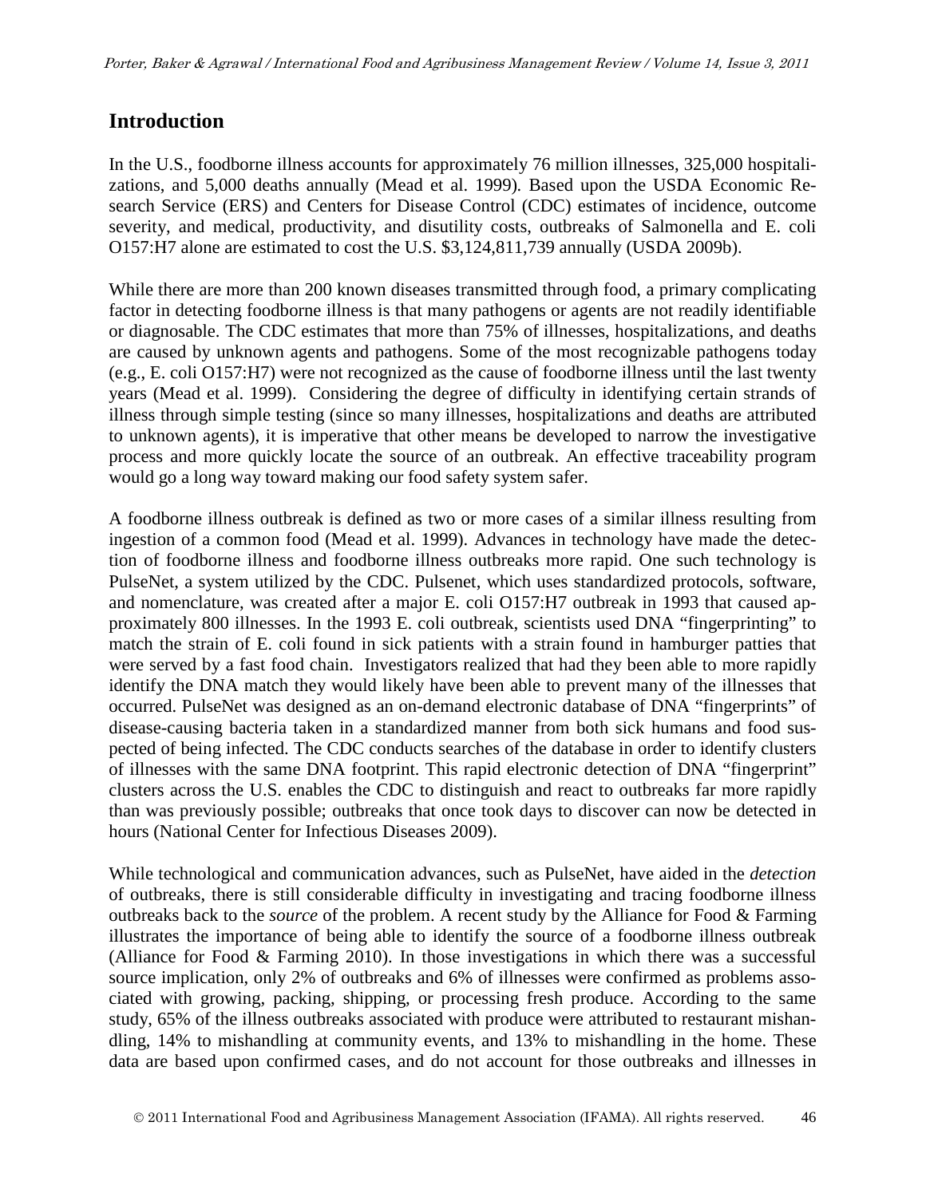## Introduction

In the U.S., foodborne illness accounts for approximately 76 million illnesses, 325,000 hospitalizations, and 5,000 deaths annually (Mead et al. 1999). Based upon the USDA Economic Research Service (ERS) and Centers for Disease Control (CDC) estimates of incidence, outcome severity, and medical, productivity, and disutility costs, outbreaks of Salmonella and E. coli O157:H7 alone are estimated to cost the U.S. $3,124,811,739 annually (USDA 2009b).

While there are more than 200 known diseases transmitted through food, a primary complicating factor in detecting foodborne illness is that many pathogens or agents are not readily identifiable or diagnosable. The CDC estimates that more than 75% of illnesses, hospitalizations, and deaths are caused by unknown agents and pathogens. Some of the most recognizable pathogens today (e.g., E. coli O157:H7) were not recognized as the cause of foodborne illness until the last twenty years (Mead et al. 1999). Considering the degree of difficulty in identifying certain strands of illness through simple testing (since so many illnesses, hospitalizations and deaths are attributed to unknown agents), it is imperative that other means be developed to narrow the investigative process and more quickly locate the source of an outbreak. An effective traceability program would go a long way toward making our food safety system safer.

A foodborne illness outbreak is defined as two or more cases of a similar illness resulting from ingestion of a common food (Mead et al. 1999). Advances in technology have made the detection of foodborne illness and foodborne illness outbreaks more rapid. One such technology is PulseNet, a system utilized by the CDC. Pulsenet, which uses standardized protocols, software, and nomenclature, was created after a major E. coli O157:H7 outbreak in 1993 that caused approximately 800 illnesses. In the 1993 E. coli outbreak, scientists used DNA "fingerprinting" to match the strain of E. coli found in sick patients with a strain found in hamburger patties that were served by a fast food chain. Investigators realized that had they been able to more rapidly identify the DNA match they would likely have been able to prevent many of the illnesses that occurred. PulseNet was designed as an on-demand electronic database of DNA "fingerprints" of disease-causing bacteria taken in a standardized manner from both sick humans and food suspected of being infected. The CDC conducts searches of the database in order to identify clusters of illnesses with the same DNA footprint. This rapid electronic detection of DNA "fingerprint" clusters across the U.S. enables the CDC to distinguish and react to outbreaks far more rapidly than was previously possible; outbreaks that once took days to discover can now be detected in hours (National Center for Infectious Diseases 2009).

While technological and communication advances, such as PulseNet, have aided in the *detection* of outbreaks, there is still considerable difficulty in investigating and tracing foodborne illness outbreaks back to the *source* of the problem. A recent study by the Alliance for Food & Farming illustrates the importance of being able to identify the source of a foodborne illness outbreak (Alliance for Food & Farming 2010). In those investigations in which there was a successful source implication, only 2% of outbreaks and 6% of illnesses were confirmed as problems associated with growing, packing, shipping, or processing fresh produce. According to the same study, 65% of the illness outbreaks associated with produce were attributed to restaurant mishandling, 14% to mishandling at community events, and 13% to mishandling in the home. These data are based upon confirmed cases, and do not account for those outbreaks and illnesses in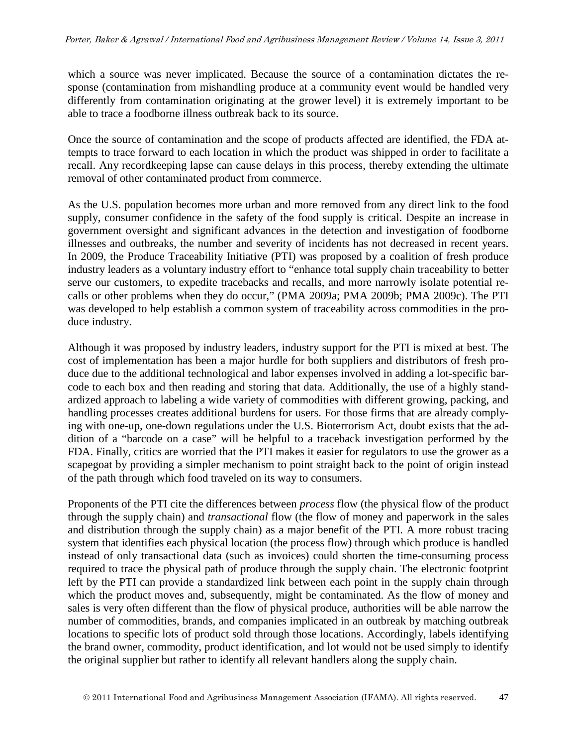which a source was never implicated. Because the source of a contamination dictates the response (contamination from mishandling produce at a community event would be handled very differently from contamination originating at the grower level) it is extremely important to be able to trace a foodborne illness outbreak back to its source.

Once the source of contamination and the scope of products affected are identified, the FDA attempts to trace forward to each location in which the product was shipped in order to facilitate a recall. Any recordkeeping lapse can cause delays in this process, thereby extending the ultimate removal of other contaminated product from commerce.

As the U.S. population becomes more urban and more removed from any direct link to the food supply, consumer confidence in the safety of the food supply is critical. Despite an increase in government oversight and significant advances in the detection and investigation of foodborne illnesses and outbreaks, the number and severity of incidents has not decreased in recent years. In 2009, the Produce Traceability Initiative (PTI) was proposed by a coalition of fresh produce industry leaders as a voluntary industry effort to "enhance total supply chain traceability to better serve our customers, to expedite tracebacks and recalls, and more narrowly isolate potential recalls or other problems when they do occur," (PMA 2009a; PMA 2009b; PMA 2009c). The PTI was developed to help establish a common system of traceability across commodities in the produce industry.

Although it was proposed by industry leaders, industry support for the PTI is mixed at best. The cost of implementation has been a major hurdle for both suppliers and distributors of fresh produce due to the additional technological and labor expenses involved in adding a lot-specific barcode to each box and then reading and storing that data. Additionally, the use of a highly standardized approach to labeling a wide variety of commodities with different growing, packing, and handling processes creates additional burdens for users. For those firms that are already complying with one-up, one-down regulations under the U.S. Bioterrorism Act, doubt exists that the addition of a "barcode on a case" will be helpful to a traceback investigation performed by the FDA. Finally, critics are worried that the PTI makes it easier for regulators to use the grower as a scapegoat by providing a simpler mechanism to point straight back to the point of origin instead of the path through which food traveled on its way to consumers.

Proponents of the PTI cite the differences between *process* flow (the physical flow of the product through the supply chain) and *transactional* flow (the flow of money and paperwork in the sales and distribution through the supply chain) as a major benefit of the PTI. A more robust tracing system that identifies each physical location (the process flow) through which produce is handled instead of only transactional data (such as invoices) could shorten the time-consuming process required to trace the physical path of produce through the supply chain. The electronic footprint left by the PTI can provide a standardized link between each point in the supply chain through which the product moves and, subsequently, might be contaminated. As the flow of money and sales is very often different than the flow of physical produce, authorities will be able narrow the number of commodities, brands, and companies implicated in an outbreak by matching outbreak locations to specific lots of product sold through those locations. Accordingly, labels identifying the brand owner, commodity, product identification, and lot would not be used simply to identify the original supplier but rather to identify all relevant handlers along the supply chain.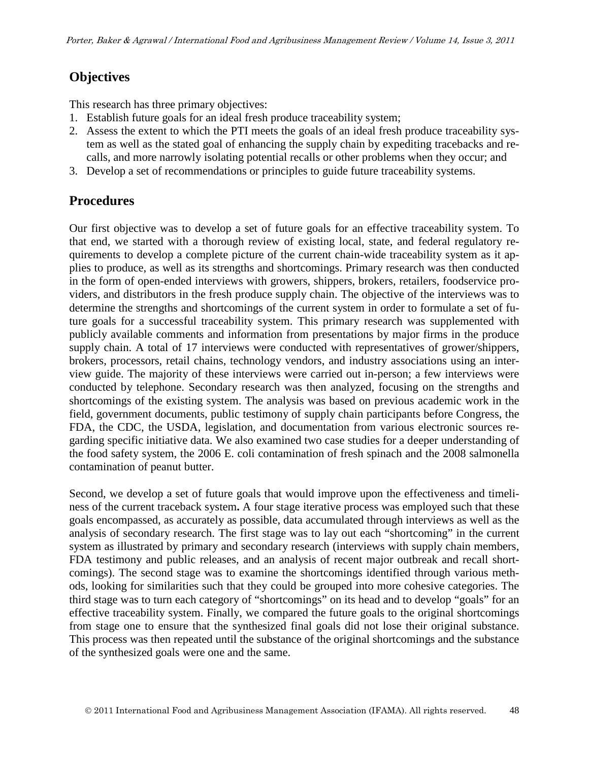## Objectives

This research has three primary objectives:

1. Establish future goals for an ideal fresh produce traceability system;
2. Assess the extent to which the PTI meets the goals of an ideal fresh produce traceability system as well as the stated goal of enhancing the supply chain by expediting tracebacks and recalls, and more narrowly isolating potential recalls or other problems when they occur; and
3. Develop a set of recommendations or principles to guide future traceability systems.

## Procedures

Our first objective was to develop a set of future goals for an effective traceability system. To that end, we started with a thorough review of existing local, state, and federal regulatory requirements to develop a complete picture of the current chain-wide traceability system as it applies to produce, as well as its strengths and shortcomings. Primary research was then conducted in the form of open-ended interviews with growers, shippers, brokers, retailers, foodservice providers, and distributors in the fresh produce supply chain. The objective of the interviews was to determine the strengths and shortcomings of the current system in order to formulate a set of future goals for a successful traceability system. This primary research was supplemented with publicly available comments and information from presentations by major firms in the produce supply chain. A total of 17 interviews were conducted with representatives of grower/shippers, brokers, processors, retail chains, technology vendors, and industry associations using an interview guide. The majority of these interviews were carried out in-person; a few interviews were conducted by telephone. Secondary research was then analyzed, focusing on the strengths and shortcomings of the existing system. The analysis was based on previous academic work in the field, government documents, public testimony of supply chain participants before Congress, the FDA, the CDC, the USDA, legislation, and documentation from various electronic sources regarding specific initiative data. We also examined two case studies for a deeper understanding of the food safety system, the 2006 E. coli contamination of fresh spinach and the 2008 salmonella contamination of peanut butter.

Second, we develop a set of future goals that would improve upon the effectiveness and timeliness of the current traceback system**.** A four stage iterative process was employed such that these goals encompassed, as accurately as possible, data accumulated through interviews as well as the analysis of secondary research. The first stage was to lay out each "shortcoming" in the current system as illustrated by primary and secondary research (interviews with supply chain members, FDA testimony and public releases, and an analysis of recent major outbreak and recall shortcomings). The second stage was to examine the shortcomings identified through various methods, looking for similarities such that they could be grouped into more cohesive categories. The third stage was to turn each category of "shortcomings" on its head and to develop "goals" for an effective traceability system. Finally, we compared the future goals to the original shortcomings from stage one to ensure that the synthesized final goals did not lose their original substance. This process was then repeated until the substance of the original shortcomings and the substance of the synthesized goals were one and the same.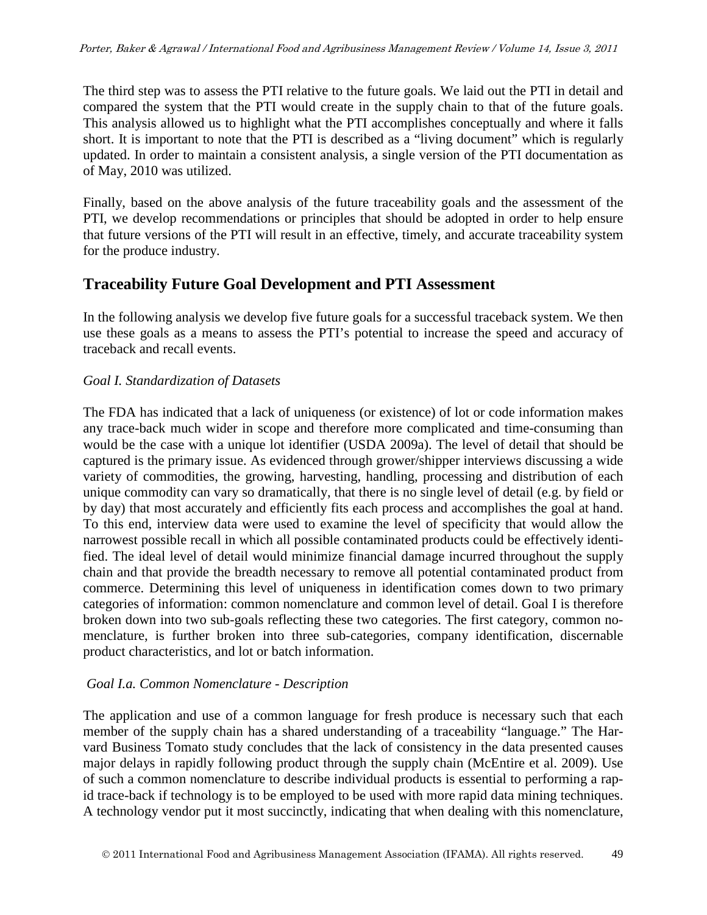The third step was to assess the PTI relative to the future goals. We laid out the PTI in detail and compared the system that the PTI would create in the supply chain to that of the future goals. This analysis allowed us to highlight what the PTI accomplishes conceptually and where it falls short. It is important to note that the PTI is described as a "living document" which is regularly updated. In order to maintain a consistent analysis, a single version of the PTI documentation as of May, 2010 was utilized.

Finally, based on the above analysis of the future traceability goals and the assessment of the PTI, we develop recommendations or principles that should be adopted in order to help ensure that future versions of the PTI will result in an effective, timely, and accurate traceability system for the produce industry.

## Traceability Future Goal Development and PTI Assessment

In the following analysis we develop five future goals for a successful traceback system. We then use these goals as a means to assess the PTI's potential to increase the speed and accuracy of traceback and recall events.

### *Goal I. Standardization of Datasets*

The FDA has indicated that a lack of uniqueness (or existence) of lot or code information makes any trace-back much wider in scope and therefore more complicated and time-consuming than would be the case with a unique lot identifier (USDA 2009a). The level of detail that should be captured is the primary issue. As evidenced through grower/shipper interviews discussing a wide variety of commodities, the growing, harvesting, handling, processing and distribution of each unique commodity can vary so dramatically, that there is no single level of detail (e.g. by field or by day) that most accurately and efficiently fits each process and accomplishes the goal at hand. To this end, interview data were used to examine the level of specificity that would allow the narrowest possible recall in which all possible contaminated products could be effectively identified. The ideal level of detail would minimize financial damage incurred throughout the supply chain and that provide the breadth necessary to remove all potential contaminated product from commerce. Determining this level of uniqueness in identification comes down to two primary categories of information: common nomenclature and common level of detail. Goal I is therefore broken down into two sub-goals reflecting these two categories. The first category, common nomenclature, is further broken into three sub-categories, company identification, discernable product characteristics, and lot or batch information.

#### *Goal I.a. Common Nomenclature - Description*

The application and use of a common language for fresh produce is necessary such that each member of the supply chain has a shared understanding of a traceability "language." The Harvard Business Tomato study concludes that the lack of consistency in the data presented causes major delays in rapidly following product through the supply chain (McEntire et al. 2009). Use of such a common nomenclature to describe individual products is essential to performing a rapid trace-back if technology is to be employed to be used with more rapid data mining techniques. A technology vendor put it most succinctly, indicating that when dealing with this nomenclature,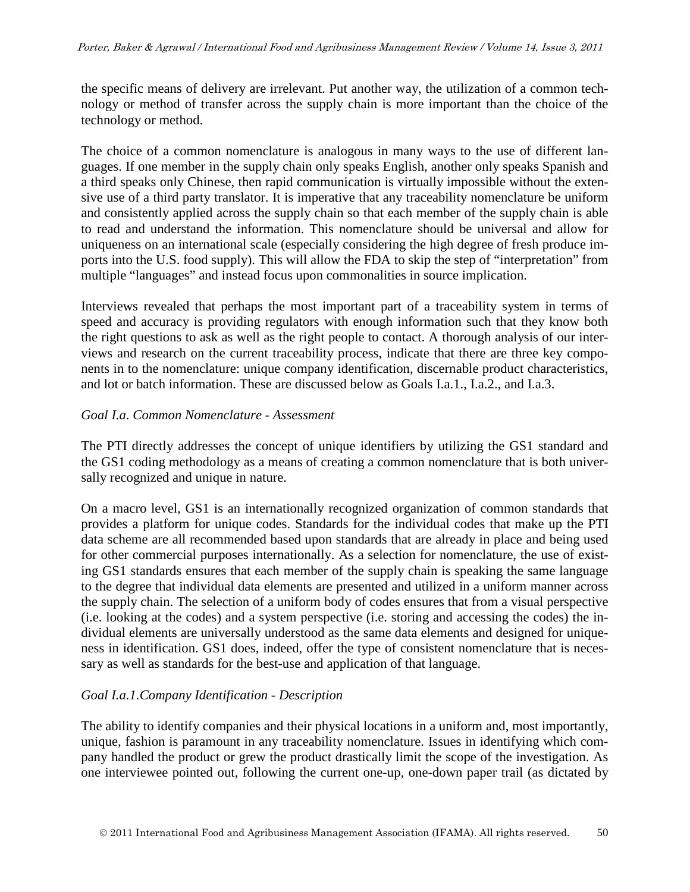the specific means of delivery are irrelevant. Put another way, the utilization of a common technology or method of transfer across the supply chain is more important than the choice of the technology or method.

The choice of a common nomenclature is analogous in many ways to the use of different languages. If one member in the supply chain only speaks English, another only speaks Spanish and a third speaks only Chinese, then rapid communication is virtually impossible without the extensive use of a third party translator. It is imperative that any traceability nomenclature be uniform and consistently applied across the supply chain so that each member of the supply chain is able to read and understand the information. This nomenclature should be universal and allow for uniqueness on an international scale (especially considering the high degree of fresh produce imports into the U.S. food supply). This will allow the FDA to skip the step of "interpretation" from multiple "languages" and instead focus upon commonalities in source implication.

Interviews revealed that perhaps the most important part of a traceability system in terms of speed and accuracy is providing regulators with enough information such that they know both the right questions to ask as well as the right people to contact. A thorough analysis of our interviews and research on the current traceability process, indicate that there are three key components in to the nomenclature: unique company identification, discernable product characteristics, and lot or batch information. These are discussed below as Goals I.a.1., I.a.2., and I.a.3.

*Goal I.a. Common Nomenclature - Assessment*

The PTI directly addresses the concept of unique identifiers by utilizing the GS1 standard and the GS1 coding methodology as a means of creating a common nomenclature that is both universally recognized and unique in nature.

On a macro level, GS1 is an internationally recognized organization of common standards that provides a platform for unique codes. Standards for the individual codes that make up the PTI data scheme are all recommended based upon standards that are already in place and being used for other commercial purposes internationally. As a selection for nomenclature, the use of existing GS1 standards ensures that each member of the supply chain is speaking the same language to the degree that individual data elements are presented and utilized in a uniform manner across the supply chain. The selection of a uniform body of codes ensures that from a visual perspective (i.e. looking at the codes) and a system perspective (i.e. storing and accessing the codes) the individual elements are universally understood as the same data elements and designed for uniqueness in identification. GS1 does, indeed, offer the type of consistent nomenclature that is necessary as well as standards for the best-use and application of that language.

*Goal I.a.1.Company Identification - Description*

The ability to identify companies and their physical locations in a uniform and, most importantly, unique, fashion is paramount in any traceability nomenclature. Issues in identifying which company handled the product or grew the product drastically limit the scope of the investigation. As one interviewee pointed out, following the current one-up, one-down paper trail (as dictated by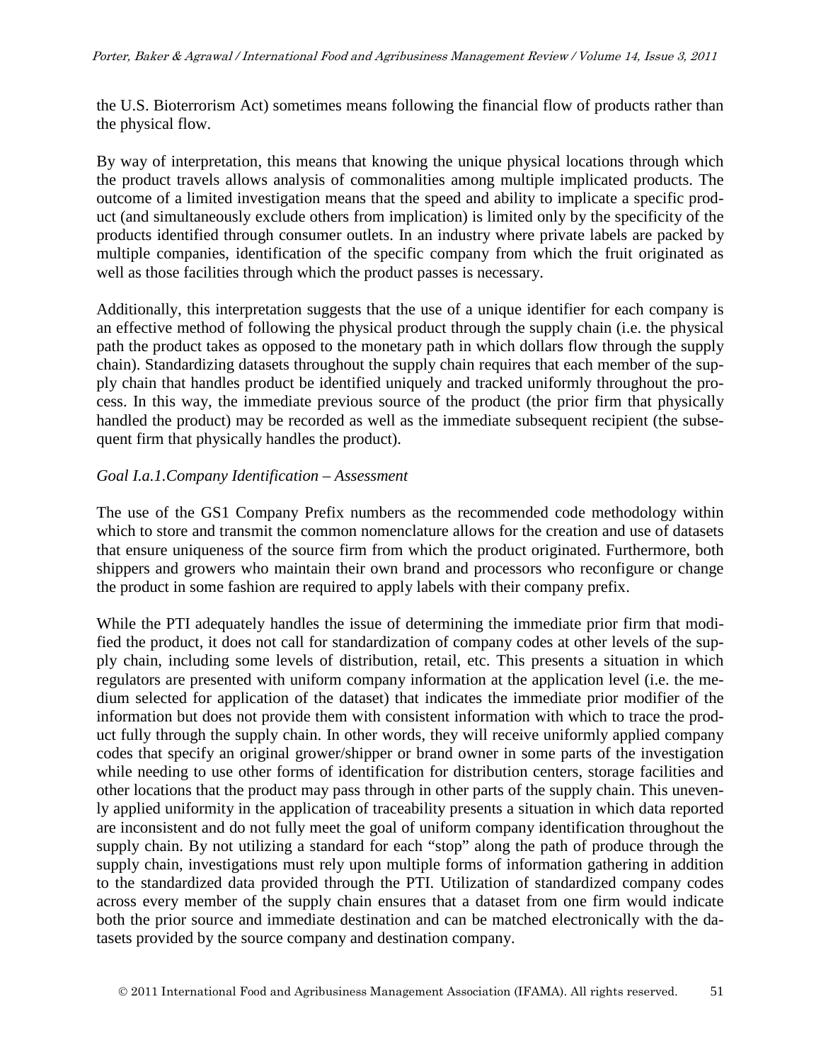the U.S. Bioterrorism Act) sometimes means following the financial flow of products rather than the physical flow.

By way of interpretation, this means that knowing the unique physical locations through which the product travels allows analysis of commonalities among multiple implicated products. The outcome of a limited investigation means that the speed and ability to implicate a specific product (and simultaneously exclude others from implication) is limited only by the specificity of the products identified through consumer outlets. In an industry where private labels are packed by multiple companies, identification of the specific company from which the fruit originated as well as those facilities through which the product passes is necessary.

Additionally, this interpretation suggests that the use of a unique identifier for each company is an effective method of following the physical product through the supply chain (i.e. the physical path the product takes as opposed to the monetary path in which dollars flow through the supply chain). Standardizing datasets throughout the supply chain requires that each member of the supply chain that handles product be identified uniquely and tracked uniformly throughout the process. In this way, the immediate previous source of the product (the prior firm that physically handled the product) may be recorded as well as the immediate subsequent recipient (the subsequent firm that physically handles the product).

*Goal I.a.1.Company Identification – Assessment*

The use of the GS1 Company Prefix numbers as the recommended code methodology within which to store and transmit the common nomenclature allows for the creation and use of datasets that ensure uniqueness of the source firm from which the product originated. Furthermore, both shippers and growers who maintain their own brand and processors who reconfigure or change the product in some fashion are required to apply labels with their company prefix.

While the PTI adequately handles the issue of determining the immediate prior firm that modified the product, it does not call for standardization of company codes at other levels of the supply chain, including some levels of distribution, retail, etc. This presents a situation in which regulators are presented with uniform company information at the application level (i.e. the medium selected for application of the dataset) that indicates the immediate prior modifier of the information but does not provide them with consistent information with which to trace the product fully through the supply chain. In other words, they will receive uniformly applied company codes that specify an original grower/shipper or brand owner in some parts of the investigation while needing to use other forms of identification for distribution centers, storage facilities and other locations that the product may pass through in other parts of the supply chain. This unevenly applied uniformity in the application of traceability presents a situation in which data reported are inconsistent and do not fully meet the goal of uniform company identification throughout the supply chain. By not utilizing a standard for each "stop" along the path of produce through the supply chain, investigations must rely upon multiple forms of information gathering in addition to the standardized data provided through the PTI. Utilization of standardized company codes across every member of the supply chain ensures that a dataset from one firm would indicate both the prior source and immediate destination and can be matched electronically with the datasets provided by the source company and destination company.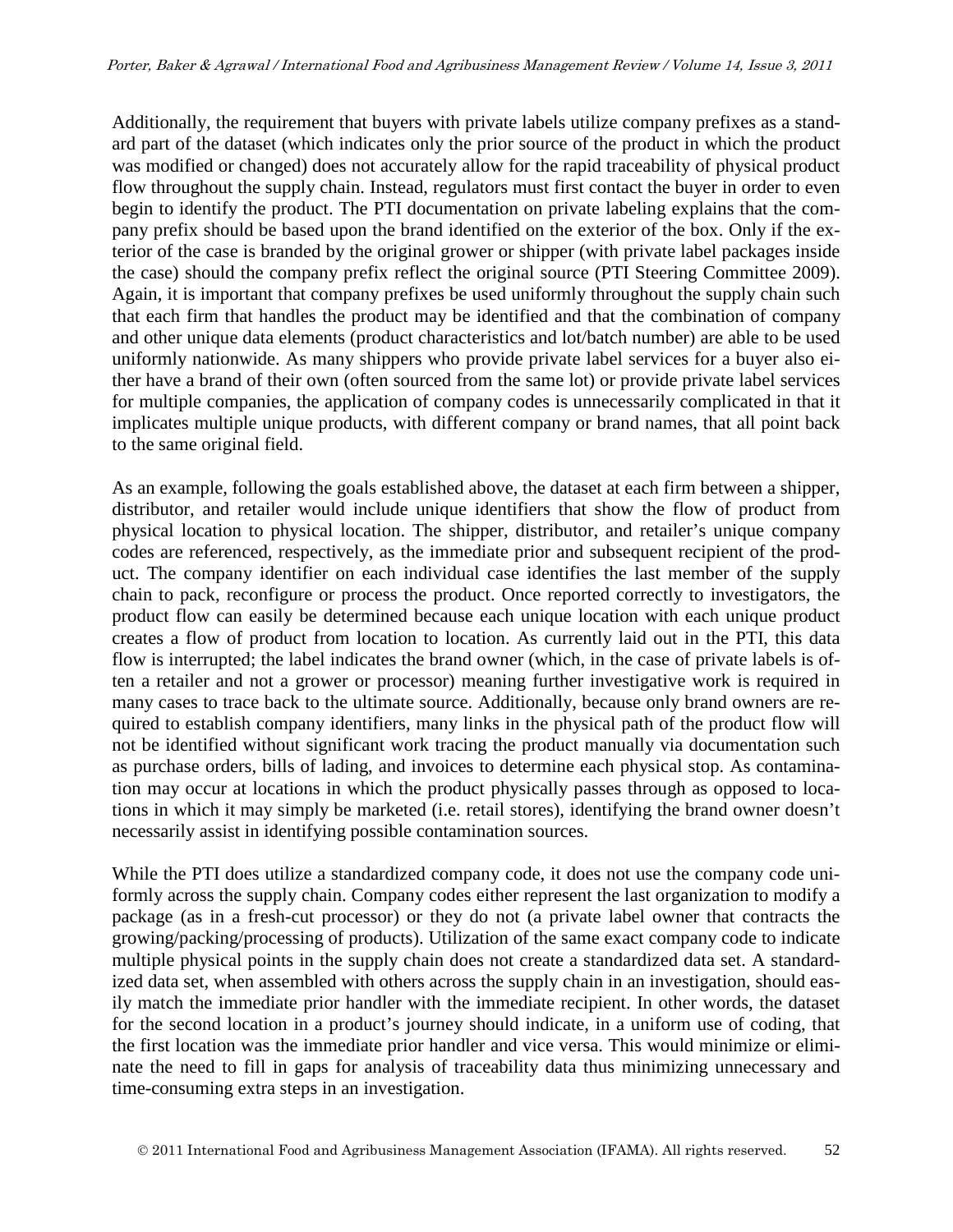Additionally, the requirement that buyers with private labels utilize company prefixes as a standard part of the dataset (which indicates only the prior source of the product in which the product was modified or changed) does not accurately allow for the rapid traceability of physical product flow throughout the supply chain. Instead, regulators must first contact the buyer in order to even begin to identify the product. The PTI documentation on private labeling explains that the company prefix should be based upon the brand identified on the exterior of the box. Only if the exterior of the case is branded by the original grower or shipper (with private label packages inside the case) should the company prefix reflect the original source (PTI Steering Committee 2009). Again, it is important that company prefixes be used uniformly throughout the supply chain such that each firm that handles the product may be identified and that the combination of company and other unique data elements (product characteristics and lot/batch number) are able to be used uniformly nationwide. As many shippers who provide private label services for a buyer also either have a brand of their own (often sourced from the same lot) or provide private label services for multiple companies, the application of company codes is unnecessarily complicated in that it implicates multiple unique products, with different company or brand names, that all point back to the same original field.

As an example, following the goals established above, the dataset at each firm between a shipper, distributor, and retailer would include unique identifiers that show the flow of product from physical location to physical location. The shipper, distributor, and retailer's unique company codes are referenced, respectively, as the immediate prior and subsequent recipient of the product. The company identifier on each individual case identifies the last member of the supply chain to pack, reconfigure or process the product. Once reported correctly to investigators, the product flow can easily be determined because each unique location with each unique product creates a flow of product from location to location. As currently laid out in the PTI, this data flow is interrupted; the label indicates the brand owner (which, in the case of private labels is often a retailer and not a grower or processor) meaning further investigative work is required in many cases to trace back to the ultimate source. Additionally, because only brand owners are required to establish company identifiers, many links in the physical path of the product flow will not be identified without significant work tracing the product manually via documentation such as purchase orders, bills of lading, and invoices to determine each physical stop. As contamination may occur at locations in which the product physically passes through as opposed to locations in which it may simply be marketed (i.e. retail stores), identifying the brand owner doesn't necessarily assist in identifying possible contamination sources.

While the PTI does utilize a standardized company code, it does not use the company code uniformly across the supply chain. Company codes either represent the last organization to modify a package (as in a fresh-cut processor) or they do not (a private label owner that contracts the growing/packing/processing of products). Utilization of the same exact company code to indicate multiple physical points in the supply chain does not create a standardized data set. A standardized data set, when assembled with others across the supply chain in an investigation, should easily match the immediate prior handler with the immediate recipient. In other words, the dataset for the second location in a product's journey should indicate, in a uniform use of coding, that the first location was the immediate prior handler and vice versa. This would minimize or eliminate the need to fill in gaps for analysis of traceability data thus minimizing unnecessary and time-consuming extra steps in an investigation.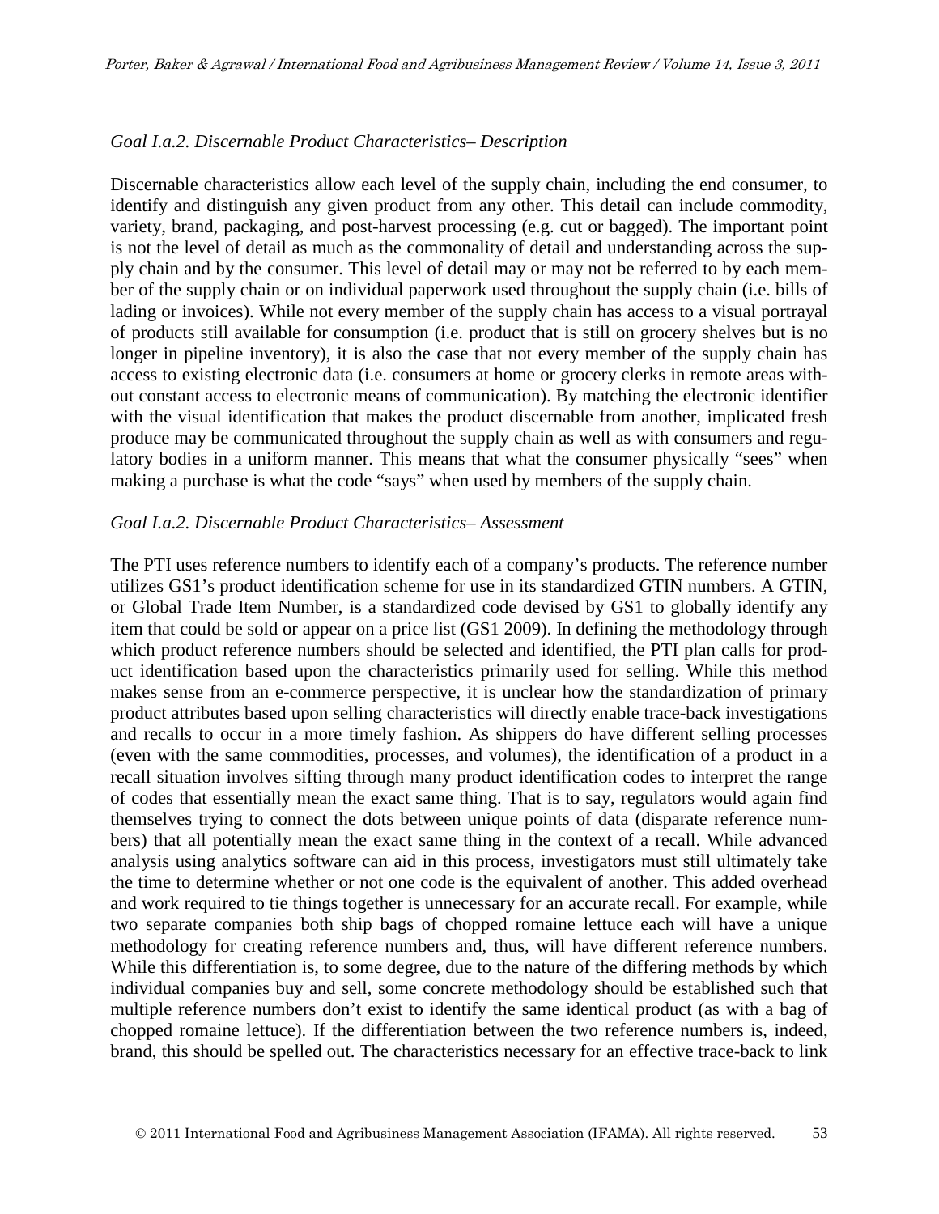*Goal I.a.2. Discernable Product Characteristics– Description*

Discernable characteristics allow each level of the supply chain, including the end consumer, to identify and distinguish any given product from any other. This detail can include commodity, variety, brand, packaging, and post-harvest processing (e.g. cut or bagged). The important point is not the level of detail as much as the commonality of detail and understanding across the supply chain and by the consumer. This level of detail may or may not be referred to by each member of the supply chain or on individual paperwork used throughout the supply chain (i.e. bills of lading or invoices). While not every member of the supply chain has access to a visual portrayal of products still available for consumption (i.e. product that is still on grocery shelves but is no longer in pipeline inventory), it is also the case that not every member of the supply chain has access to existing electronic data (i.e. consumers at home or grocery clerks in remote areas without constant access to electronic means of communication). By matching the electronic identifier with the visual identification that makes the product discernable from another, implicated fresh produce may be communicated throughout the supply chain as well as with consumers and regulatory bodies in a uniform manner. This means that what the consumer physically "sees" when making a purchase is what the code "says" when used by members of the supply chain.

*Goal I.a.2. Discernable Product Characteristics– Assessment*

The PTI uses reference numbers to identify each of a company's products. The reference number utilizes GS1's product identification scheme for use in its standardized GTIN numbers. A GTIN, or Global Trade Item Number, is a standardized code devised by GS1 to globally identify any item that could be sold or appear on a price list (GS1 2009). In defining the methodology through which product reference numbers should be selected and identified, the PTI plan calls for product identification based upon the characteristics primarily used for selling. While this method makes sense from an e-commerce perspective, it is unclear how the standardization of primary product attributes based upon selling characteristics will directly enable trace-back investigations and recalls to occur in a more timely fashion. As shippers do have different selling processes (even with the same commodities, processes, and volumes), the identification of a product in a recall situation involves sifting through many product identification codes to interpret the range of codes that essentially mean the exact same thing. That is to say, regulators would again find themselves trying to connect the dots between unique points of data (disparate reference numbers) that all potentially mean the exact same thing in the context of a recall. While advanced analysis using analytics software can aid in this process, investigators must still ultimately take the time to determine whether or not one code is the equivalent of another. This added overhead and work required to tie things together is unnecessary for an accurate recall. For example, while two separate companies both ship bags of chopped romaine lettuce each will have a unique methodology for creating reference numbers and, thus, will have different reference numbers. While this differentiation is, to some degree, due to the nature of the differing methods by which individual companies buy and sell, some concrete methodology should be established such that multiple reference numbers don't exist to identify the same identical product (as with a bag of chopped romaine lettuce). If the differentiation between the two reference numbers is, indeed, brand, this should be spelled out. The characteristics necessary for an effective trace-back to link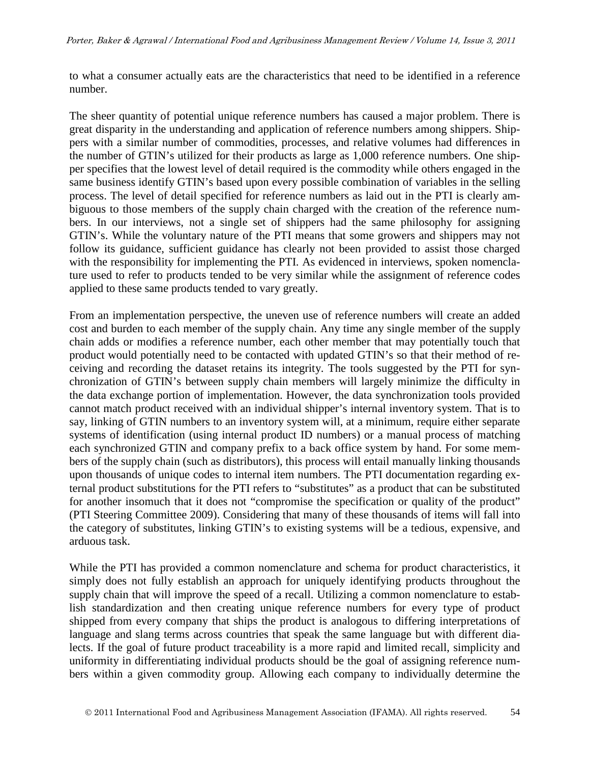to what a consumer actually eats are the characteristics that need to be identified in a reference number.

The sheer quantity of potential unique reference numbers has caused a major problem. There is great disparity in the understanding and application of reference numbers among shippers. Shippers with a similar number of commodities, processes, and relative volumes had differences in the number of GTIN's utilized for their products as large as 1,000 reference numbers. One shipper specifies that the lowest level of detail required is the commodity while others engaged in the same business identify GTIN's based upon every possible combination of variables in the selling process. The level of detail specified for reference numbers as laid out in the PTI is clearly ambiguous to those members of the supply chain charged with the creation of the reference numbers. In our interviews, not a single set of shippers had the same philosophy for assigning GTIN's. While the voluntary nature of the PTI means that some growers and shippers may not follow its guidance, sufficient guidance has clearly not been provided to assist those charged with the responsibility for implementing the PTI. As evidenced in interviews, spoken nomenclature used to refer to products tended to be very similar while the assignment of reference codes applied to these same products tended to vary greatly.

From an implementation perspective, the uneven use of reference numbers will create an added cost and burden to each member of the supply chain. Any time any single member of the supply chain adds or modifies a reference number, each other member that may potentially touch that product would potentially need to be contacted with updated GTIN's so that their method of receiving and recording the dataset retains its integrity. The tools suggested by the PTI for synchronization of GTIN's between supply chain members will largely minimize the difficulty in the data exchange portion of implementation. However, the data synchronization tools provided cannot match product received with an individual shipper's internal inventory system. That is to say, linking of GTIN numbers to an inventory system will, at a minimum, require either separate systems of identification (using internal product ID numbers) or a manual process of matching each synchronized GTIN and company prefix to a back office system by hand. For some members of the supply chain (such as distributors), this process will entail manually linking thousands upon thousands of unique codes to internal item numbers. The PTI documentation regarding external product substitutions for the PTI refers to "substitutes" as a product that can be substituted for another insomuch that it does not "compromise the specification or quality of the product" (PTI Steering Committee 2009). Considering that many of these thousands of items will fall into the category of substitutes, linking GTIN's to existing systems will be a tedious, expensive, and arduous task.

While the PTI has provided a common nomenclature and schema for product characteristics, it simply does not fully establish an approach for uniquely identifying products throughout the supply chain that will improve the speed of a recall. Utilizing a common nomenclature to establish standardization and then creating unique reference numbers for every type of product shipped from every company that ships the product is analogous to differing interpretations of language and slang terms across countries that speak the same language but with different dialects. If the goal of future product traceability is a more rapid and limited recall, simplicity and uniformity in differentiating individual products should be the goal of assigning reference numbers within a given commodity group. Allowing each company to individually determine the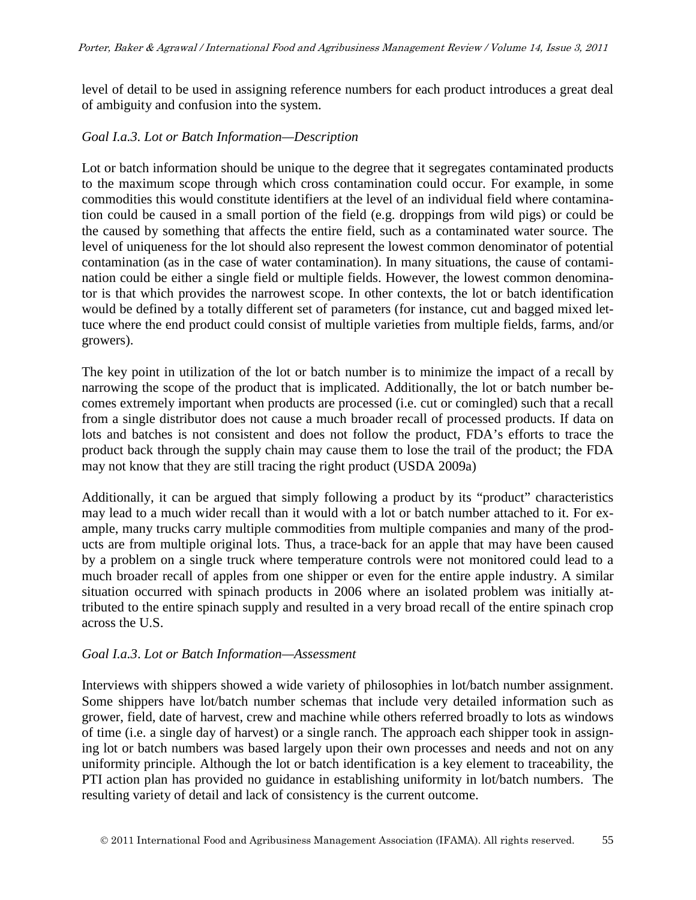level of detail to be used in assigning reference numbers for each product introduces a great deal of ambiguity and confusion into the system.

*Goal I.a.3. Lot or Batch Information—Description*

Lot or batch information should be unique to the degree that it segregates contaminated products to the maximum scope through which cross contamination could occur. For example, in some commodities this would constitute identifiers at the level of an individual field where contamination could be caused in a small portion of the field (e.g. droppings from wild pigs) or could be the caused by something that affects the entire field, such as a contaminated water source. The level of uniqueness for the lot should also represent the lowest common denominator of potential contamination (as in the case of water contamination). In many situations, the cause of contamination could be either a single field or multiple fields. However, the lowest common denominator is that which provides the narrowest scope. In other contexts, the lot or batch identification would be defined by a totally different set of parameters (for instance, cut and bagged mixed lettuce where the end product could consist of multiple varieties from multiple fields, farms, and/or growers).

The key point in utilization of the lot or batch number is to minimize the impact of a recall by narrowing the scope of the product that is implicated. Additionally, the lot or batch number becomes extremely important when products are processed (i.e. cut or comingled) such that a recall from a single distributor does not cause a much broader recall of processed products. If data on lots and batches is not consistent and does not follow the product, FDA's efforts to trace the product back through the supply chain may cause them to lose the trail of the product; the FDA may not know that they are still tracing the right product (USDA 2009a)

Additionally, it can be argued that simply following a product by its "product" characteristics may lead to a much wider recall than it would with a lot or batch number attached to it. For example, many trucks carry multiple commodities from multiple companies and many of the products are from multiple original lots. Thus, a trace-back for an apple that may have been caused by a problem on a single truck where temperature controls were not monitored could lead to a much broader recall of apples from one shipper or even for the entire apple industry. A similar situation occurred with spinach products in 2006 where an isolated problem was initially attributed to the entire spinach supply and resulted in a very broad recall of the entire spinach crop across the U.S.

*Goal I.a.3. Lot or Batch Information—Assessment*

Interviews with shippers showed a wide variety of philosophies in lot/batch number assignment. Some shippers have lot/batch number schemas that include very detailed information such as grower, field, date of harvest, crew and machine while others referred broadly to lots as windows of time (i.e. a single day of harvest) or a single ranch. The approach each shipper took in assigning lot or batch numbers was based largely upon their own processes and needs and not on any uniformity principle. Although the lot or batch identification is a key element to traceability, the PTI action plan has provided no guidance in establishing uniformity in lot/batch numbers. The resulting variety of detail and lack of consistency is the current outcome.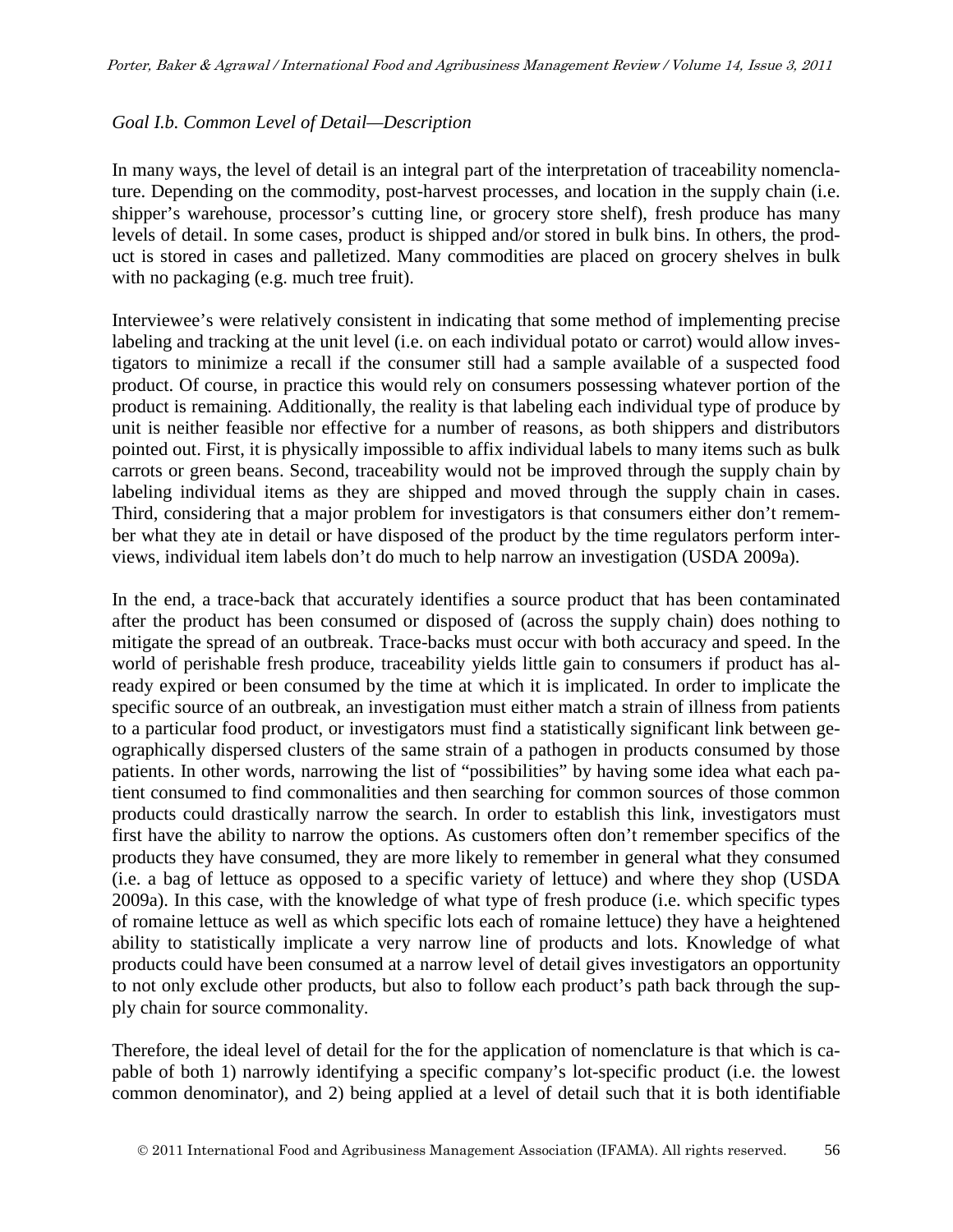*Goal I.b. Common Level of Detail—Description*

In many ways, the level of detail is an integral part of the interpretation of traceability nomenclature. Depending on the commodity, post-harvest processes, and location in the supply chain (i.e. shipper's warehouse, processor's cutting line, or grocery store shelf), fresh produce has many levels of detail. In some cases, product is shipped and/or stored in bulk bins. In others, the product is stored in cases and palletized. Many commodities are placed on grocery shelves in bulk with no packaging (e.g. much tree fruit).

Interviewee's were relatively consistent in indicating that some method of implementing precise labeling and tracking at the unit level (i.e. on each individual potato or carrot) would allow investigators to minimize a recall if the consumer still had a sample available of a suspected food product. Of course, in practice this would rely on consumers possessing whatever portion of the product is remaining. Additionally, the reality is that labeling each individual type of produce by unit is neither feasible nor effective for a number of reasons, as both shippers and distributors pointed out. First, it is physically impossible to affix individual labels to many items such as bulk carrots or green beans. Second, traceability would not be improved through the supply chain by labeling individual items as they are shipped and moved through the supply chain in cases. Third, considering that a major problem for investigators is that consumers either don't remember what they ate in detail or have disposed of the product by the time regulators perform interviews, individual item labels don't do much to help narrow an investigation (USDA 2009a).

In the end, a trace-back that accurately identifies a source product that has been contaminated after the product has been consumed or disposed of (across the supply chain) does nothing to mitigate the spread of an outbreak. Trace-backs must occur with both accuracy and speed. In the world of perishable fresh produce, traceability yields little gain to consumers if product has already expired or been consumed by the time at which it is implicated. In order to implicate the specific source of an outbreak, an investigation must either match a strain of illness from patients to a particular food product, or investigators must find a statistically significant link between geographically dispersed clusters of the same strain of a pathogen in products consumed by those patients. In other words, narrowing the list of "possibilities" by having some idea what each patient consumed to find commonalities and then searching for common sources of those common products could drastically narrow the search. In order to establish this link, investigators must first have the ability to narrow the options. As customers often don't remember specifics of the products they have consumed, they are more likely to remember in general what they consumed (i.e. a bag of lettuce as opposed to a specific variety of lettuce) and where they shop (USDA 2009a). In this case, with the knowledge of what type of fresh produce (i.e. which specific types of romaine lettuce as well as which specific lots each of romaine lettuce) they have a heightened ability to statistically implicate a very narrow line of products and lots. Knowledge of what products could have been consumed at a narrow level of detail gives investigators an opportunity to not only exclude other products, but also to follow each product's path back through the supply chain for source commonality.

Therefore, the ideal level of detail for the for the application of nomenclature is that which is capable of both 1) narrowly identifying a specific company's lot-specific product (i.e. the lowest common denominator), and 2) being applied at a level of detail such that it is both identifiable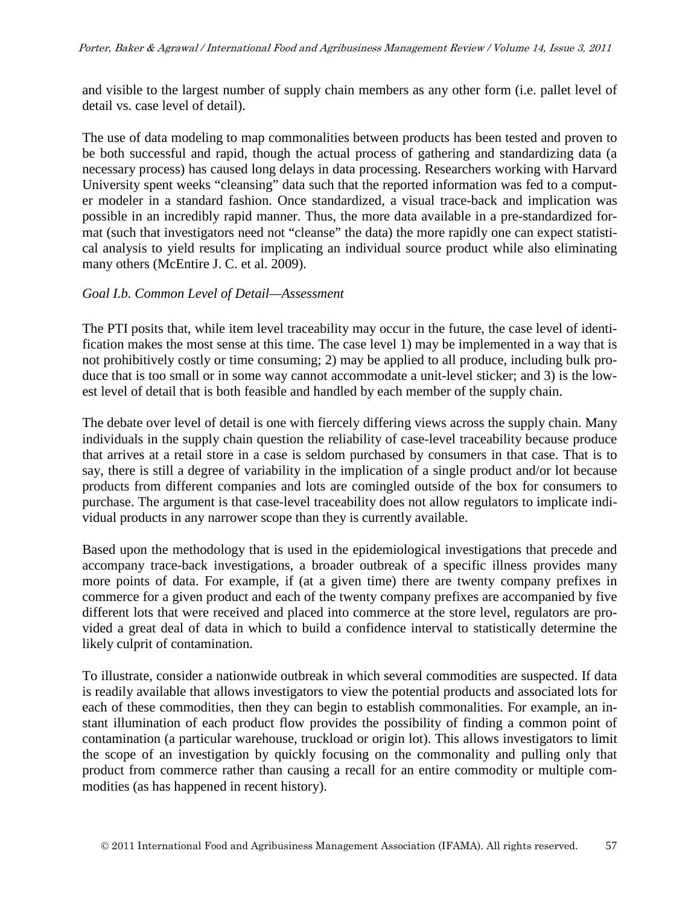and visible to the largest number of supply chain members as any other form (i.e. pallet level of detail vs. case level of detail).

The use of data modeling to map commonalities between products has been tested and proven to be both successful and rapid, though the actual process of gathering and standardizing data (a necessary process) has caused long delays in data processing. Researchers working with Harvard University spent weeks "cleansing" data such that the reported information was fed to a computer modeler in a standard fashion. Once standardized, a visual trace-back and implication was possible in an incredibly rapid manner. Thus, the more data available in a pre-standardized format (such that investigators need not "cleanse" the data) the more rapidly one can expect statistical analysis to yield results for implicating an individual source product while also eliminating many others (McEntire J. C. et al. 2009).

*Goal I.b. Common Level of Detail—Assessment*

The PTI posits that, while item level traceability may occur in the future, the case level of identification makes the most sense at this time. The case level 1) may be implemented in a way that is not prohibitively costly or time consuming; 2) may be applied to all produce, including bulk produce that is too small or in some way cannot accommodate a unit-level sticker; and 3) is the lowest level of detail that is both feasible and handled by each member of the supply chain.

The debate over level of detail is one with fiercely differing views across the supply chain. Many individuals in the supply chain question the reliability of case-level traceability because produce that arrives at a retail store in a case is seldom purchased by consumers in that case. That is to say, there is still a degree of variability in the implication of a single product and/or lot because products from different companies and lots are comingled outside of the box for consumers to purchase. The argument is that case-level traceability does not allow regulators to implicate individual products in any narrower scope than they is currently available.

Based upon the methodology that is used in the epidemiological investigations that precede and accompany trace-back investigations, a broader outbreak of a specific illness provides many more points of data. For example, if (at a given time) there are twenty company prefixes in commerce for a given product and each of the twenty company prefixes are accompanied by five different lots that were received and placed into commerce at the store level, regulators are provided a great deal of data in which to build a confidence interval to statistically determine the likely culprit of contamination.

To illustrate, consider a nationwide outbreak in which several commodities are suspected. If data is readily available that allows investigators to view the potential products and associated lots for each of these commodities, then they can begin to establish commonalities. For example, an instant illumination of each product flow provides the possibility of finding a common point of contamination (a particular warehouse, truckload or origin lot). This allows investigators to limit the scope of an investigation by quickly focusing on the commonality and pulling only that product from commerce rather than causing a recall for an entire commodity or multiple commodities (as has happened in recent history).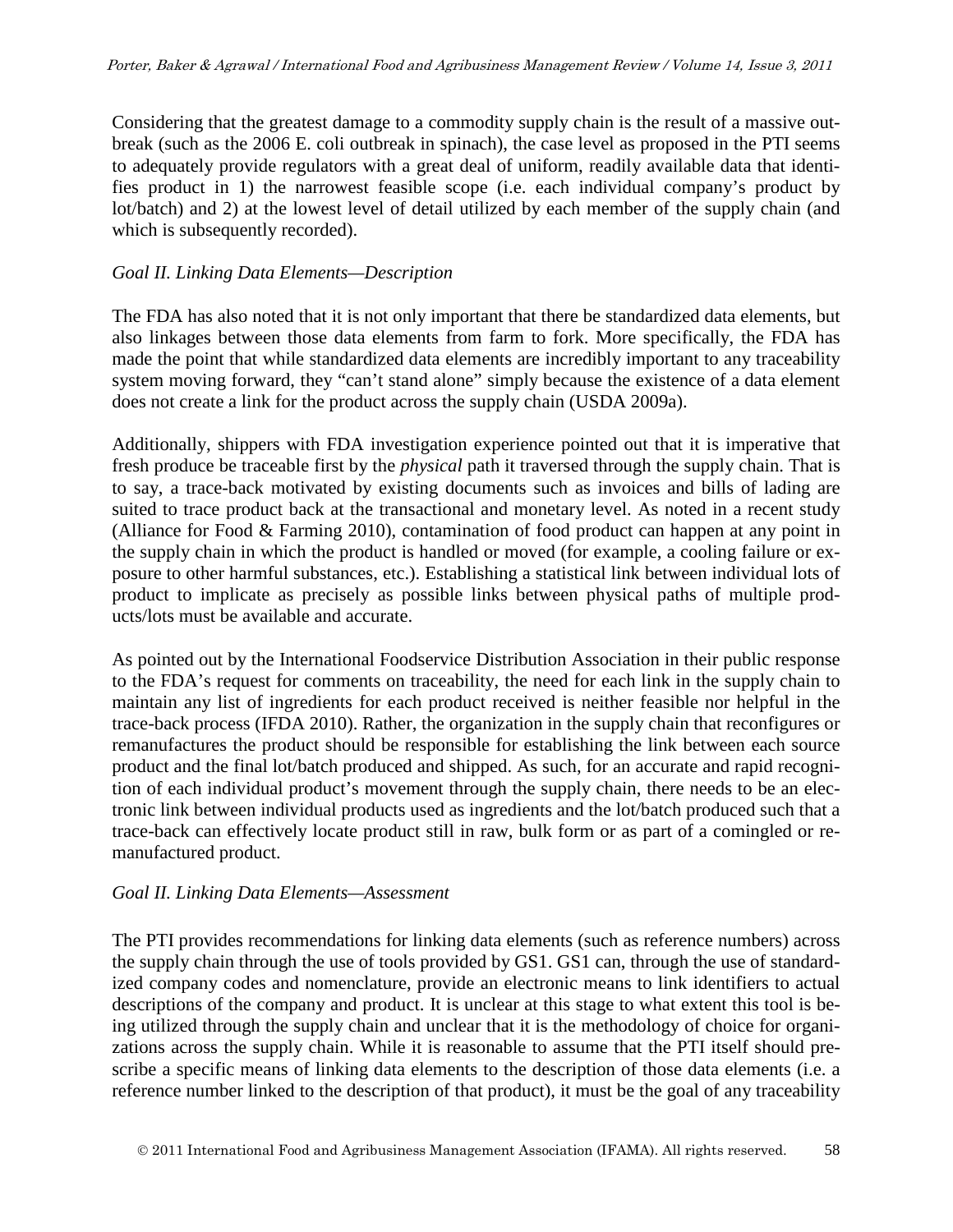Considering that the greatest damage to a commodity supply chain is the result of a massive outbreak (such as the 2006 E. coli outbreak in spinach), the case level as proposed in the PTI seems to adequately provide regulators with a great deal of uniform, readily available data that identifies product in 1) the narrowest feasible scope (i.e. each individual company's product by lot/batch) and 2) at the lowest level of detail utilized by each member of the supply chain (and which is subsequently recorded).

*Goal II. Linking Data Elements—Description*

The FDA has also noted that it is not only important that there be standardized data elements, but also linkages between those data elements from farm to fork. More specifically, the FDA has made the point that while standardized data elements are incredibly important to any traceability system moving forward, they "can't stand alone" simply because the existence of a data element does not create a link for the product across the supply chain (USDA 2009a).

Additionally, shippers with FDA investigation experience pointed out that it is imperative that fresh produce be traceable first by the *physical* path it traversed through the supply chain. That is to say, a trace-back motivated by existing documents such as invoices and bills of lading are suited to trace product back at the transactional and monetary level. As noted in a recent study (Alliance for Food & Farming 2010), contamination of food product can happen at any point in the supply chain in which the product is handled or moved (for example, a cooling failure or exposure to other harmful substances, etc.). Establishing a statistical link between individual lots of product to implicate as precisely as possible links between physical paths of multiple products/lots must be available and accurate.

As pointed out by the International Foodservice Distribution Association in their public response to the FDA's request for comments on traceability, the need for each link in the supply chain to maintain any list of ingredients for each product received is neither feasible nor helpful in the trace-back process (IFDA 2010). Rather, the organization in the supply chain that reconfigures or remanufactures the product should be responsible for establishing the link between each source product and the final lot/batch produced and shipped. As such, for an accurate and rapid recognition of each individual product's movement through the supply chain, there needs to be an electronic link between individual products used as ingredients and the lot/batch produced such that a trace-back can effectively locate product still in raw, bulk form or as part of a comingled or remanufactured product.

*Goal II. Linking Data Elements—Assessment*

The PTI provides recommendations for linking data elements (such as reference numbers) across the supply chain through the use of tools provided by GS1. GS1 can, through the use of standardized company codes and nomenclature, provide an electronic means to link identifiers to actual descriptions of the company and product. It is unclear at this stage to what extent this tool is being utilized through the supply chain and unclear that it is the methodology of choice for organizations across the supply chain. While it is reasonable to assume that the PTI itself should prescribe a specific means of linking data elements to the description of those data elements (i.e. a reference number linked to the description of that product), it must be the goal of any traceability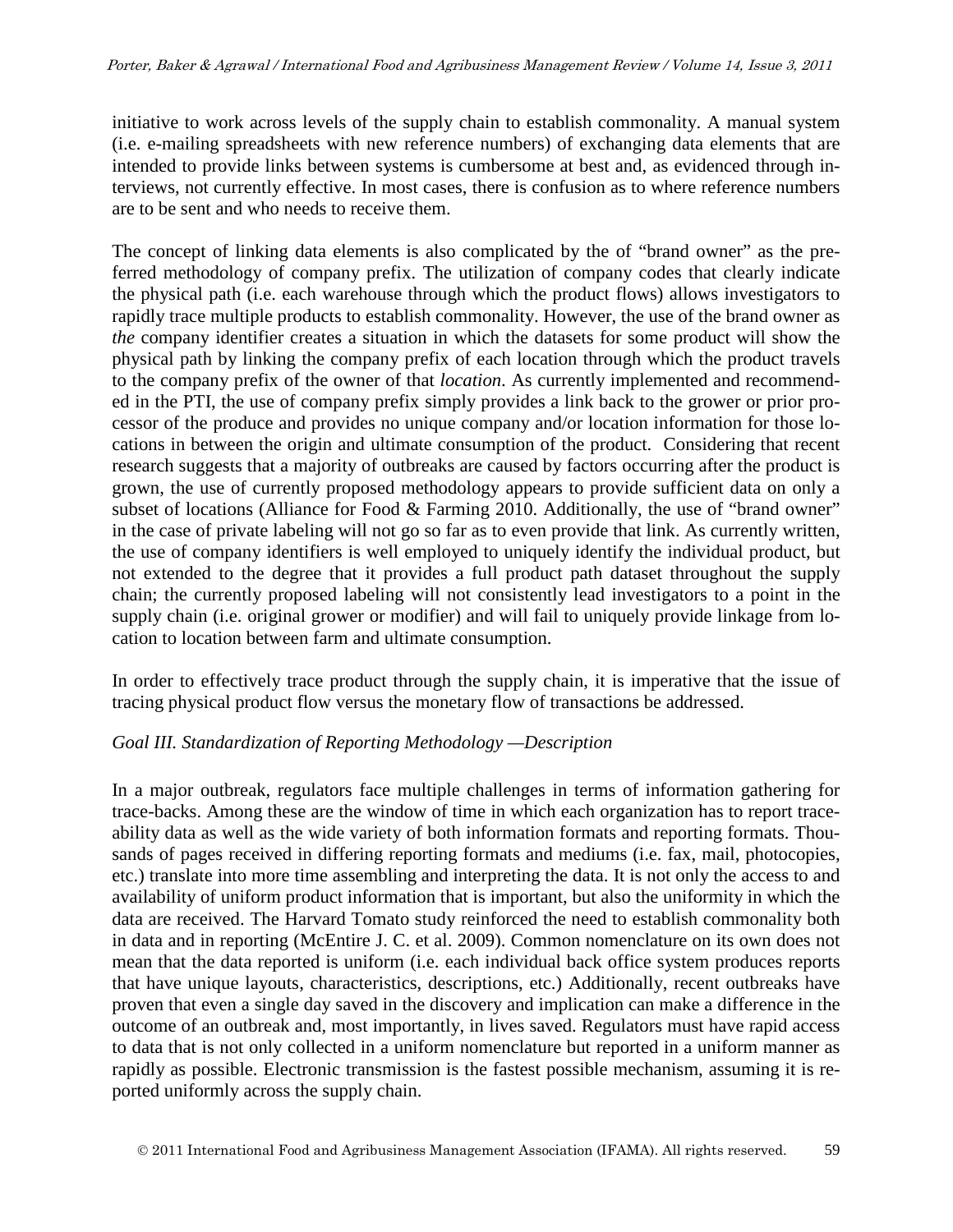initiative to work across levels of the supply chain to establish commonality. A manual system (i.e. e-mailing spreadsheets with new reference numbers) of exchanging data elements that are intended to provide links between systems is cumbersome at best and, as evidenced through interviews, not currently effective. In most cases, there is confusion as to where reference numbers are to be sent and who needs to receive them.

The concept of linking data elements is also complicated by the of "brand owner" as the preferred methodology of company prefix. The utilization of company codes that clearly indicate the physical path (i.e. each warehouse through which the product flows) allows investigators to rapidly trace multiple products to establish commonality. However, the use of the brand owner as *the* company identifier creates a situation in which the datasets for some product will show the physical path by linking the company prefix of each location through which the product travels to the company prefix of the owner of that *location*. As currently implemented and recommended in the PTI, the use of company prefix simply provides a link back to the grower or prior processor of the produce and provides no unique company and/or location information for those locations in between the origin and ultimate consumption of the product. Considering that recent research suggests that a majority of outbreaks are caused by factors occurring after the product is grown, the use of currently proposed methodology appears to provide sufficient data on only a subset of locations (Alliance for Food & Farming 2010. Additionally, the use of "brand owner" in the case of private labeling will not go so far as to even provide that link. As currently written, the use of company identifiers is well employed to uniquely identify the individual product, but not extended to the degree that it provides a full product path dataset throughout the supply chain; the currently proposed labeling will not consistently lead investigators to a point in the supply chain (i.e. original grower or modifier) and will fail to uniquely provide linkage from location to location between farm and ultimate consumption.

In order to effectively trace product through the supply chain, it is imperative that the issue of tracing physical product flow versus the monetary flow of transactions be addressed.

*Goal III. Standardization of Reporting Methodology —Description*

In a major outbreak, regulators face multiple challenges in terms of information gathering for trace-backs. Among these are the window of time in which each organization has to report traceability data as well as the wide variety of both information formats and reporting formats. Thousands of pages received in differing reporting formats and mediums (i.e. fax, mail, photocopies, etc.) translate into more time assembling and interpreting the data. It is not only the access to and availability of uniform product information that is important, but also the uniformity in which the data are received. The Harvard Tomato study reinforced the need to establish commonality both in data and in reporting (McEntire J. C. et al. 2009). Common nomenclature on its own does not mean that the data reported is uniform (i.e. each individual back office system produces reports that have unique layouts, characteristics, descriptions, etc.) Additionally, recent outbreaks have proven that even a single day saved in the discovery and implication can make a difference in the outcome of an outbreak and, most importantly, in lives saved. Regulators must have rapid access to data that is not only collected in a uniform nomenclature but reported in a uniform manner as rapidly as possible. Electronic transmission is the fastest possible mechanism, assuming it is reported uniformly across the supply chain.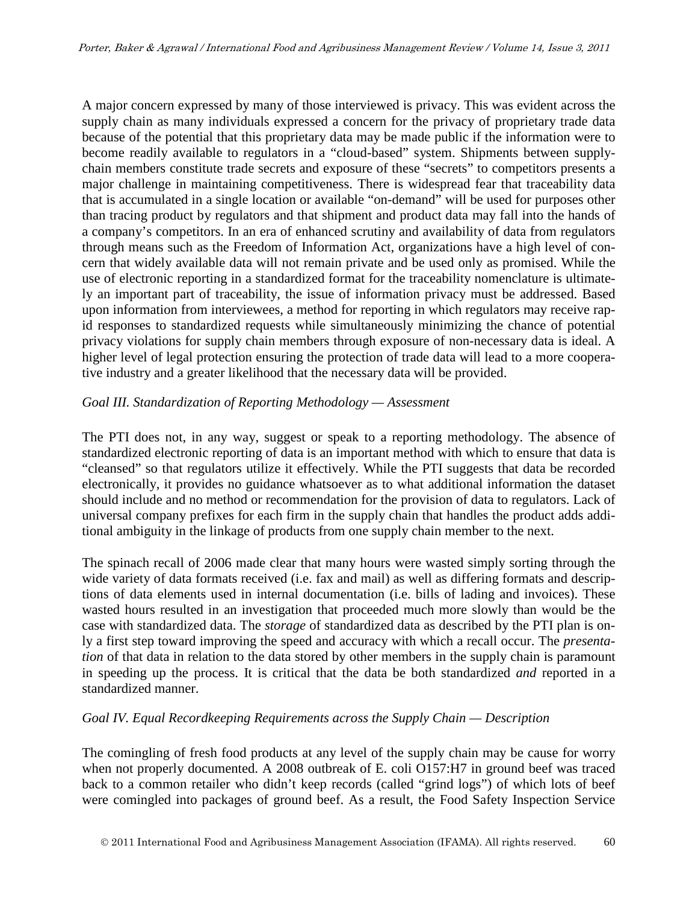A major concern expressed by many of those interviewed is privacy. This was evident across the supply chain as many individuals expressed a concern for the privacy of proprietary trade data because of the potential that this proprietary data may be made public if the information were to become readily available to regulators in a "cloud-based" system. Shipments between supply-chain members constitute trade secrets and exposure of these "secrets" to competitors presents a major challenge in maintaining competitiveness. There is widespread fear that traceability data that is accumulated in a single location or available "on-demand" will be used for purposes other than tracing product by regulators and that shipment and product data may fall into the hands of a company's competitors. In an era of enhanced scrutiny and availability of data from regulators through means such as the Freedom of Information Act, organizations have a high level of concern that widely available data will not remain private and be used only as promised. While the use of electronic reporting in a standardized format for the traceability nomenclature is ultimately an important part of traceability, the issue of information privacy must be addressed. Based upon information from interviewees, a method for reporting in which regulators may receive rapid responses to standardized requests while simultaneously minimizing the chance of potential privacy violations for supply chain members through exposure of non-necessary data is ideal. A higher level of legal protection ensuring the protection of trade data will lead to a more cooperative industry and a greater likelihood that the necessary data will be provided.

*Goal III. Standardization of Reporting Methodology — Assessment*

The PTI does not, in any way, suggest or speak to a reporting methodology. The absence of standardized electronic reporting of data is an important method with which to ensure that data is "cleansed" so that regulators utilize it effectively. While the PTI suggests that data be recorded electronically, it provides no guidance whatsoever as to what additional information the dataset should include and no method or recommendation for the provision of data to regulators. Lack of universal company prefixes for each firm in the supply chain that handles the product adds additional ambiguity in the linkage of products from one supply chain member to the next.

The spinach recall of 2006 made clear that many hours were wasted simply sorting through the wide variety of data formats received (i.e. fax and mail) as well as differing formats and descriptions of data elements used in internal documentation (i.e. bills of lading and invoices). These wasted hours resulted in an investigation that proceeded much more slowly than would be the case with standardized data. The *storage* of standardized data as described by the PTI plan is only a first step toward improving the speed and accuracy with which a recall occur. The *presentation* of that data in relation to the data stored by other members in the supply chain is paramount in speeding up the process. It is critical that the data be both standardized *and* reported in a standardized manner.

*Goal IV. Equal Recordkeeping Requirements across the Supply Chain — Description*

The comingling of fresh food products at any level of the supply chain may be cause for worry when not properly documented. A 2008 outbreak of E. coli O157:H7 in ground beef was traced back to a common retailer who didn't keep records (called "grind logs") of which lots of beef were comingled into packages of ground beef. As a result, the Food Safety Inspection Service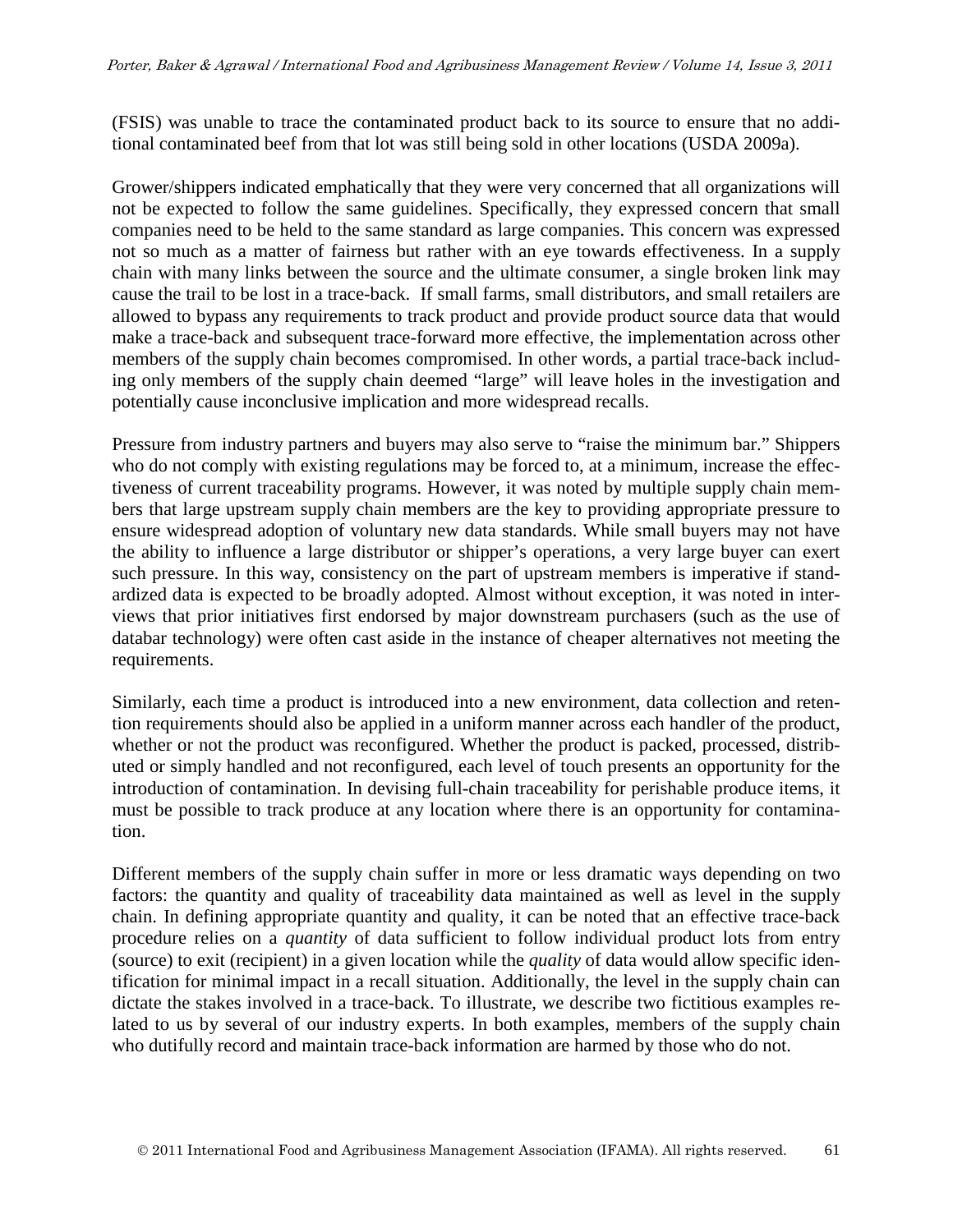(FSIS) was unable to trace the contaminated product back to its source to ensure that no additional contaminated beef from that lot was still being sold in other locations (USDA 2009a).

Grower/shippers indicated emphatically that they were very concerned that all organizations will not be expected to follow the same guidelines. Specifically, they expressed concern that small companies need to be held to the same standard as large companies. This concern was expressed not so much as a matter of fairness but rather with an eye towards effectiveness. In a supply chain with many links between the source and the ultimate consumer, a single broken link may cause the trail to be lost in a trace-back. If small farms, small distributors, and small retailers are allowed to bypass any requirements to track product and provide product source data that would make a trace-back and subsequent trace-forward more effective, the implementation across other members of the supply chain becomes compromised. In other words, a partial trace-back including only members of the supply chain deemed "large" will leave holes in the investigation and potentially cause inconclusive implication and more widespread recalls.

Pressure from industry partners and buyers may also serve to "raise the minimum bar." Shippers who do not comply with existing regulations may be forced to, at a minimum, increase the effectiveness of current traceability programs. However, it was noted by multiple supply chain members that large upstream supply chain members are the key to providing appropriate pressure to ensure widespread adoption of voluntary new data standards. While small buyers may not have the ability to influence a large distributor or shipper's operations, a very large buyer can exert such pressure. In this way, consistency on the part of upstream members is imperative if standardized data is expected to be broadly adopted. Almost without exception, it was noted in interviews that prior initiatives first endorsed by major downstream purchasers (such as the use of databar technology) were often cast aside in the instance of cheaper alternatives not meeting the requirements.

Similarly, each time a product is introduced into a new environment, data collection and retention requirements should also be applied in a uniform manner across each handler of the product, whether or not the product was reconfigured. Whether the product is packed, processed, distributed or simply handled and not reconfigured, each level of touch presents an opportunity for the introduction of contamination. In devising full-chain traceability for perishable produce items, it must be possible to track produce at any location where there is an opportunity for contamination.

Different members of the supply chain suffer in more or less dramatic ways depending on two factors: the quantity and quality of traceability data maintained as well as level in the supply chain. In defining appropriate quantity and quality, it can be noted that an effective trace-back procedure relies on a *quantity* of data sufficient to follow individual product lots from entry (source) to exit (recipient) in a given location while the *quality* of data would allow specific identification for minimal impact in a recall situation. Additionally, the level in the supply chain can dictate the stakes involved in a trace-back. To illustrate, we describe two fictitious examples related to us by several of our industry experts. In both examples, members of the supply chain who dutifully record and maintain trace-back information are harmed by those who do not.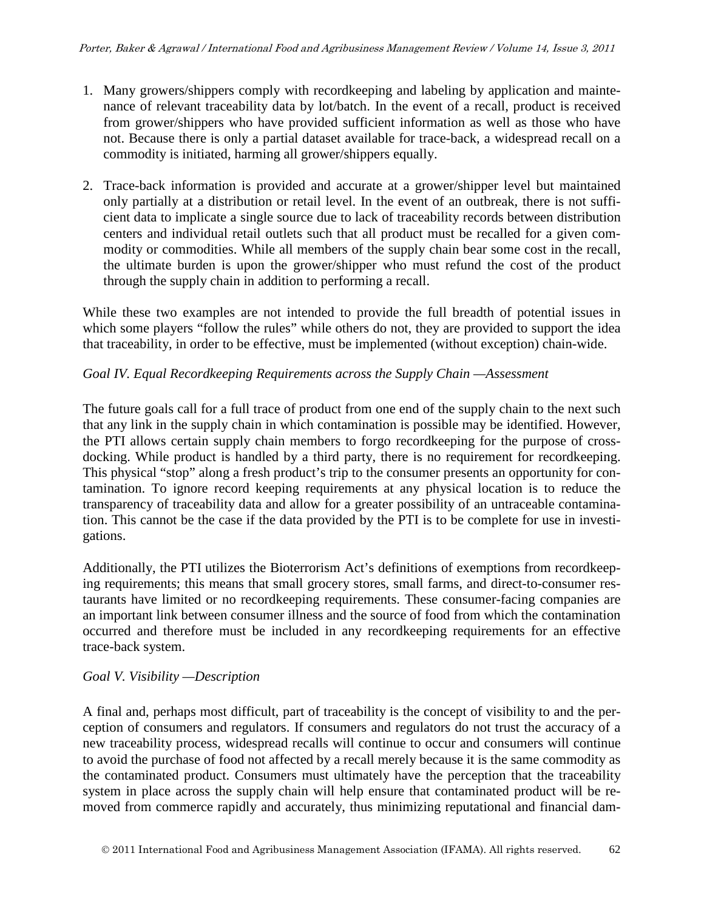1. Many growers/shippers comply with recordkeeping and labeling by application and maintenance of relevant traceability data by lot/batch. In the event of a recall, product is received from grower/shippers who have provided sufficient information as well as those who have not. Because there is only a partial dataset available for trace-back, a widespread recall on a commodity is initiated, harming all grower/shippers equally.

2. Trace-back information is provided and accurate at a grower/shipper level but maintained only partially at a distribution or retail level. In the event of an outbreak, there is not sufficient data to implicate a single source due to lack of traceability records between distribution centers and individual retail outlets such that all product must be recalled for a given commodity or commodities. While all members of the supply chain bear some cost in the recall, the ultimate burden is upon the grower/shipper who must refund the cost of the product through the supply chain in addition to performing a recall.

While these two examples are not intended to provide the full breadth of potential issues in which some players "follow the rules" while others do not, they are provided to support the idea that traceability, in order to be effective, must be implemented (without exception) chain-wide.

*Goal IV. Equal Recordkeeping Requirements across the Supply Chain —Assessment*

The future goals call for a full trace of product from one end of the supply chain to the next such that any link in the supply chain in which contamination is possible may be identified. However, the PTI allows certain supply chain members to forgo recordkeeping for the purpose of cross-docking. While product is handled by a third party, there is no requirement for recordkeeping. This physical "stop" along a fresh product's trip to the consumer presents an opportunity for contamination. To ignore record keeping requirements at any physical location is to reduce the transparency of traceability data and allow for a greater possibility of an untraceable contamination. This cannot be the case if the data provided by the PTI is to be complete for use in investigations.

Additionally, the PTI utilizes the Bioterrorism Act's definitions of exemptions from recordkeeping requirements; this means that small grocery stores, small farms, and direct-to-consumer restaurants have limited or no recordkeeping requirements. These consumer-facing companies are an important link between consumer illness and the source of food from which the contamination occurred and therefore must be included in any recordkeeping requirements for an effective trace-back system.

*Goal V. Visibility —Description*

A final and, perhaps most difficult, part of traceability is the concept of visibility to and the perception of consumers and regulators. If consumers and regulators do not trust the accuracy of a new traceability process, widespread recalls will continue to occur and consumers will continue to avoid the purchase of food not affected by a recall merely because it is the same commodity as the contaminated product. Consumers must ultimately have the perception that the traceability system in place across the supply chain will help ensure that contaminated product will be removed from commerce rapidly and accurately, thus minimizing reputational and financial dam-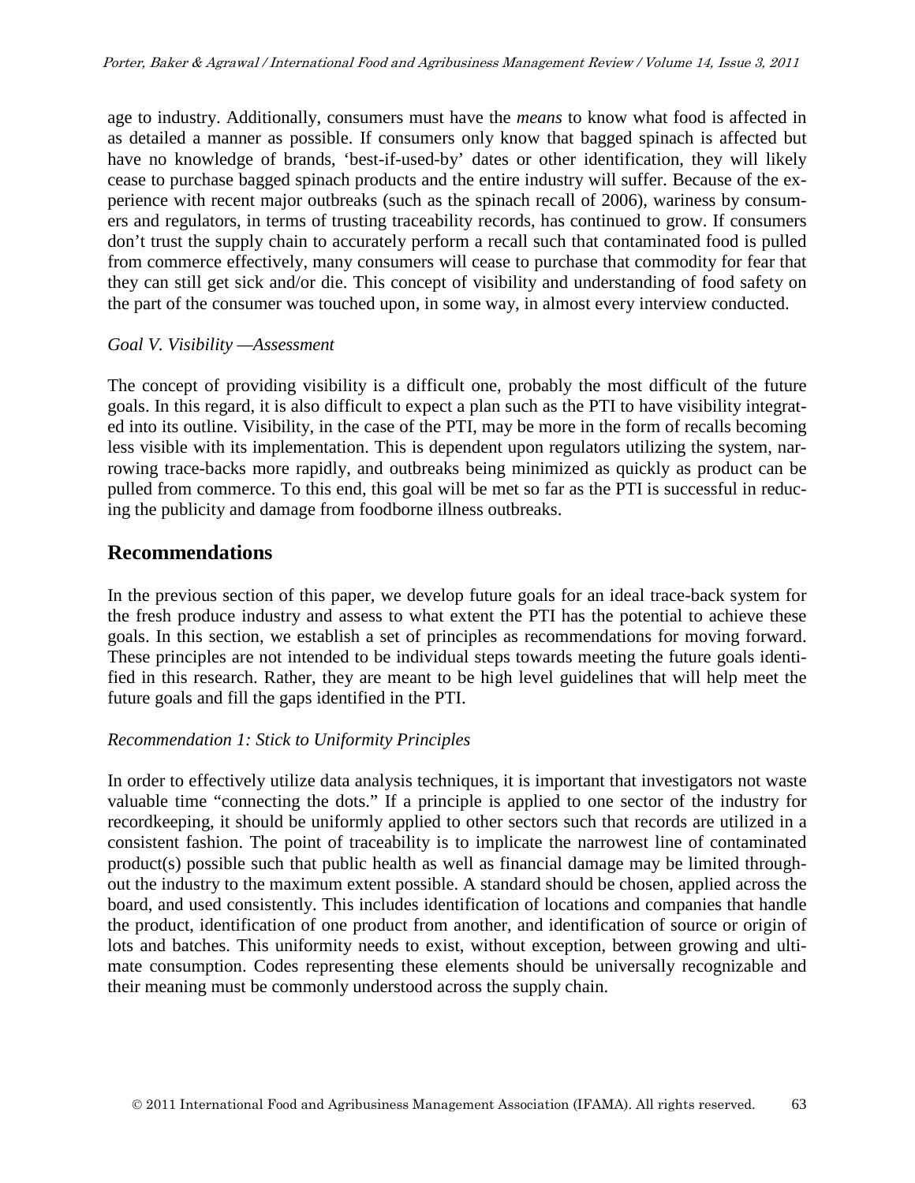age to industry. Additionally, consumers must have the *means* to know what food is affected in as detailed a manner as possible. If consumers only know that bagged spinach is affected but have no knowledge of brands, 'best-if-used-by' dates or other identification, they will likely cease to purchase bagged spinach products and the entire industry will suffer. Because of the experience with recent major outbreaks (such as the spinach recall of 2006), wariness by consumers and regulators, in terms of trusting traceability records, has continued to grow. If consumers don't trust the supply chain to accurately perform a recall such that contaminated food is pulled from commerce effectively, many consumers will cease to purchase that commodity for fear that they can still get sick and/or die. This concept of visibility and understanding of food safety on the part of the consumer was touched upon, in some way, in almost every interview conducted.

*Goal V. Visibility —Assessment*

The concept of providing visibility is a difficult one, probably the most difficult of the future goals. In this regard, it is also difficult to expect a plan such as the PTI to have visibility integrated into its outline. Visibility, in the case of the PTI, may be more in the form of recalls becoming less visible with its implementation. This is dependent upon regulators utilizing the system, narrowing trace-backs more rapidly, and outbreaks being minimized as quickly as product can be pulled from commerce. To this end, this goal will be met so far as the PTI is successful in reducing the publicity and damage from foodborne illness outbreaks.

## Recommendations

In the previous section of this paper, we develop future goals for an ideal trace-back system for the fresh produce industry and assess to what extent the PTI has the potential to achieve these goals. In this section, we establish a set of principles as recommendations for moving forward. These principles are not intended to be individual steps towards meeting the future goals identified in this research. Rather, they are meant to be high level guidelines that will help meet the future goals and fill the gaps identified in the PTI.

*Recommendation 1: Stick to Uniformity Principles*

In order to effectively utilize data analysis techniques, it is important that investigators not waste valuable time "connecting the dots." If a principle is applied to one sector of the industry for recordkeeping, it should be uniformly applied to other sectors such that records are utilized in a consistent fashion. The point of traceability is to implicate the narrowest line of contaminated product(s) possible such that public health as well as financial damage may be limited throughout the industry to the maximum extent possible. A standard should be chosen, applied across the board, and used consistently. This includes identification of locations and companies that handle the product, identification of one product from another, and identification of source or origin of lots and batches. This uniformity needs to exist, without exception, between growing and ultimate consumption. Codes representing these elements should be universally recognizable and their meaning must be commonly understood across the supply chain.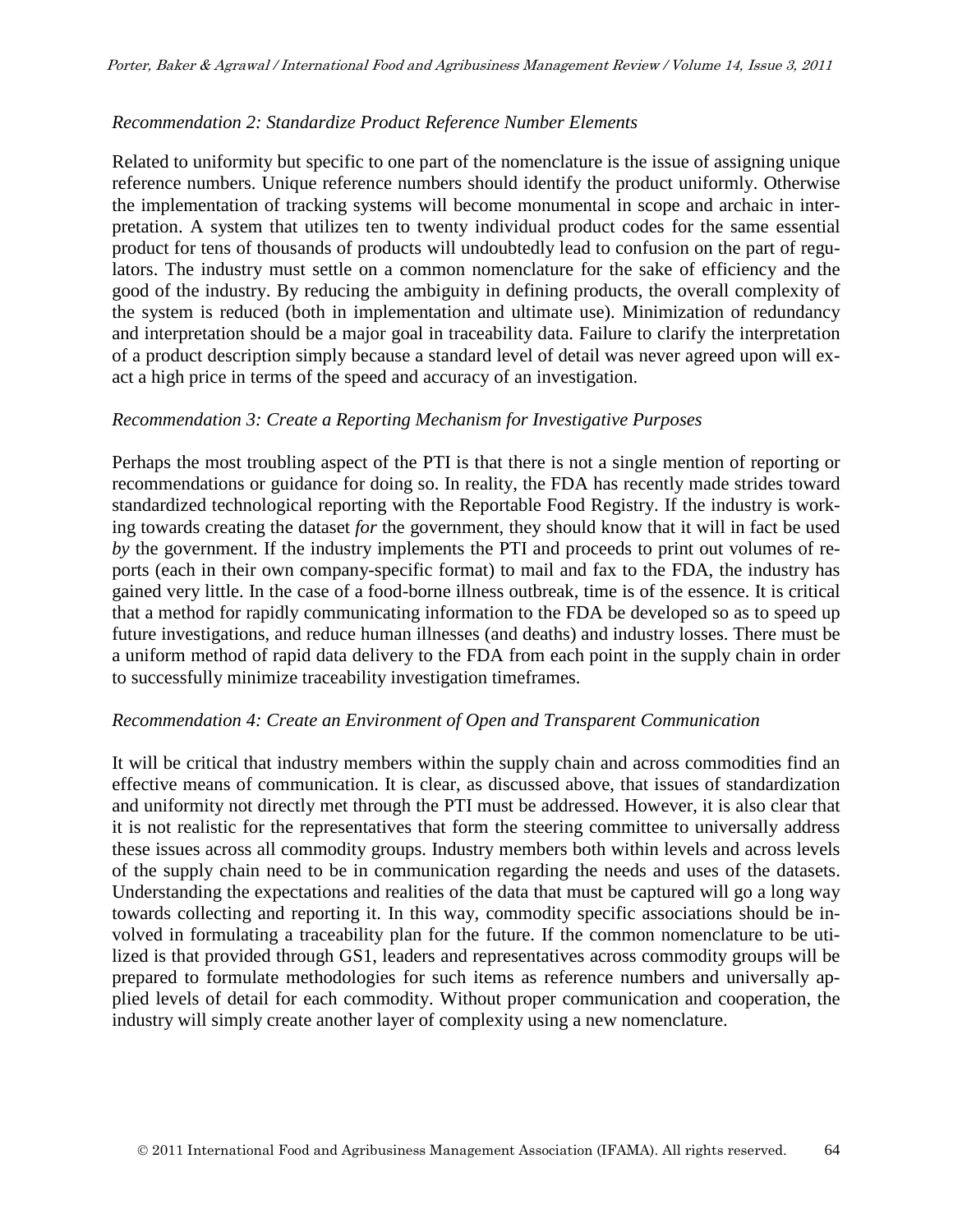*Recommendation 2: Standardize Product Reference Number Elements*

Related to uniformity but specific to one part of the nomenclature is the issue of assigning unique reference numbers. Unique reference numbers should identify the product uniformly. Otherwise the implementation of tracking systems will become monumental in scope and archaic in interpretation. A system that utilizes ten to twenty individual product codes for the same essential product for tens of thousands of products will undoubtedly lead to confusion on the part of regulators. The industry must settle on a common nomenclature for the sake of efficiency and the good of the industry. By reducing the ambiguity in defining products, the overall complexity of the system is reduced (both in implementation and ultimate use). Minimization of redundancy and interpretation should be a major goal in traceability data. Failure to clarify the interpretation of a product description simply because a standard level of detail was never agreed upon will exact a high price in terms of the speed and accuracy of an investigation.

*Recommendation 3: Create a Reporting Mechanism for Investigative Purposes*

Perhaps the most troubling aspect of the PTI is that there is not a single mention of reporting or recommendations or guidance for doing so. In reality, the FDA has recently made strides toward standardized technological reporting with the Reportable Food Registry. If the industry is working towards creating the dataset *for* the government, they should know that it will in fact be used *by* the government. If the industry implements the PTI and proceeds to print out volumes of reports (each in their own company-specific format) to mail and fax to the FDA, the industry has gained very little. In the case of a food-borne illness outbreak, time is of the essence. It is critical that a method for rapidly communicating information to the FDA be developed so as to speed up future investigations, and reduce human illnesses (and deaths) and industry losses. There must be a uniform method of rapid data delivery to the FDA from each point in the supply chain in order to successfully minimize traceability investigation timeframes.

*Recommendation 4: Create an Environment of Open and Transparent Communication*

It will be critical that industry members within the supply chain and across commodities find an effective means of communication. It is clear, as discussed above, that issues of standardization and uniformity not directly met through the PTI must be addressed. However, it is also clear that it is not realistic for the representatives that form the steering committee to universally address these issues across all commodity groups. Industry members both within levels and across levels of the supply chain need to be in communication regarding the needs and uses of the datasets. Understanding the expectations and realities of the data that must be captured will go a long way towards collecting and reporting it. In this way, commodity specific associations should be involved in formulating a traceability plan for the future. If the common nomenclature to be utilized is that provided through GS1, leaders and representatives across commodity groups will be prepared to formulate methodologies for such items as reference numbers and universally applied levels of detail for each commodity. Without proper communication and cooperation, the industry will simply create another layer of complexity using a new nomenclature.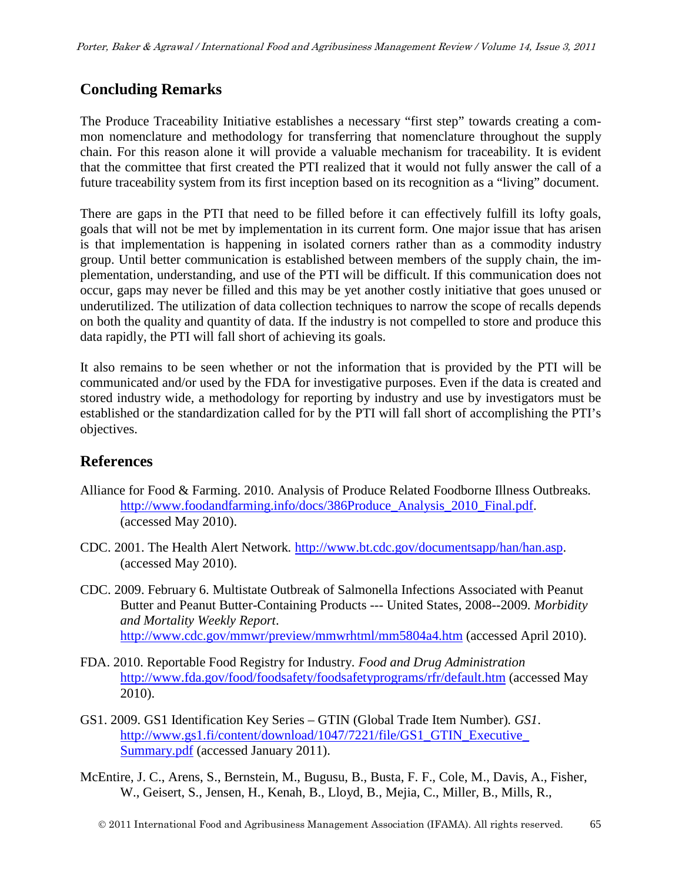## Concluding Remarks

The Produce Traceability Initiative establishes a necessary "first step" towards creating a common nomenclature and methodology for transferring that nomenclature throughout the supply chain. For this reason alone it will provide a valuable mechanism for traceability. It is evident that the committee that first created the PTI realized that it would not fully answer the call of a future traceability system from its first inception based on its recognition as a "living" document.

There are gaps in the PTI that need to be filled before it can effectively fulfill its lofty goals, goals that will not be met by implementation in its current form. One major issue that has arisen is that implementation is happening in isolated corners rather than as a commodity industry group. Until better communication is established between members of the supply chain, the implementation, understanding, and use of the PTI will be difficult. If this communication does not occur, gaps may never be filled and this may be yet another costly initiative that goes unused or underutilized. The utilization of data collection techniques to narrow the scope of recalls depends on both the quality and quantity of data. If the industry is not compelled to store and produce this data rapidly, the PTI will fall short of achieving its goals.

It also remains to be seen whether or not the information that is provided by the PTI will be communicated and/or used by the FDA for investigative purposes. Even if the data is created and stored industry wide, a methodology for reporting by industry and use by investigators must be established or the standardization called for by the PTI will fall short of accomplishing the PTI's objectives.

## References

Alliance for Food & Farming. 2010. Analysis of Produce Related Foodborne Illness Outbreaks. http://www.foodandfarming.info/docs/386Produce_Analysis_2010_Final.pdf. (accessed May 2010).

CDC. 2001. The Health Alert Network. http://www.bt.cdc.gov/documentsapp/han/han.asp. (accessed May 2010).

CDC. 2009. February 6. Multistate Outbreak of Salmonella Infections Associated with Peanut Butter and Peanut Butter-Containing Products --- United States, 2008--2009. *Morbidity and Mortality Weekly Report*. http://www.cdc.gov/mmwr/preview/mmwrhtml/mm5804a4.htm (accessed April 2010).

FDA. 2010. Reportable Food Registry for Industry. *Food and Drug Administration* http://www.fda.gov/food/foodsafety/foodsafetyprograms/rfr/default.htm (accessed May 2010).

GS1. 2009. GS1 Identification Key Series – GTIN (Global Trade Item Number). *GS1*. http://www.gs1.fi/content/download/1047/7221/file/GS1_GTIN_Executive_Summary.pdf (accessed January 2011).

McEntire, J. C., Arens, S., Bernstein, M., Bugusu, B., Busta, F. F., Cole, M., Davis, A., Fisher, W., Geisert, S., Jensen, H., Kenah, B., Lloyd, B., Mejia, C., Miller, B., Mills, R.,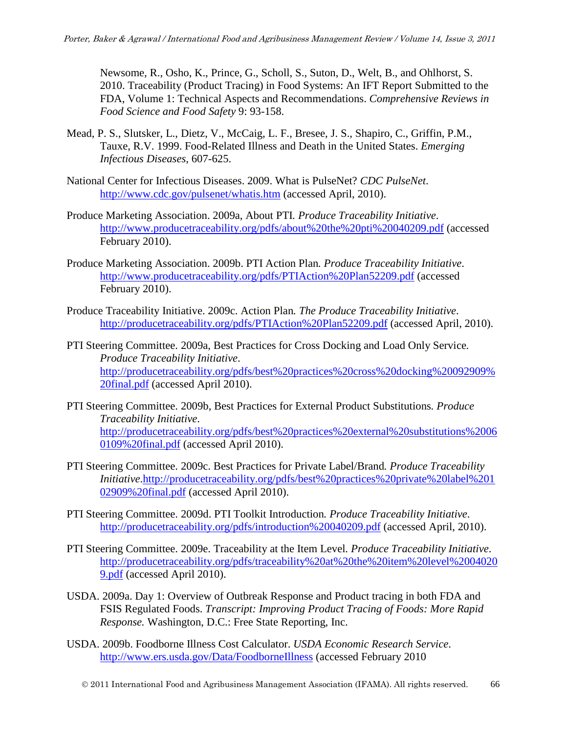Newsome, R., Osho, K., Prince, G., Scholl, S., Suton, D., Welt, B., and Ohlhorst, S. 2010. Traceability (Product Tracing) in Food Systems: An IFT Report Submitted to the FDA, Volume 1: Technical Aspects and Recommendations. *Comprehensive Reviews in Food Science and Food Safety* 9: 93-158.

Mead, P. S., Slutsker, L., Dietz, V., McCaig, L. F., Bresee, J. S., Shapiro, C., Griffin, P.M., Tauxe, R.V. 1999. Food-Related Illness and Death in the United States. *Emerging Infectious Diseases*, 607-625.

National Center for Infectious Diseases. 2009. What is PulseNet? *CDC PulseNet*. http://www.cdc.gov/pulsenet/whatis.htm (accessed April, 2010).

Produce Marketing Association. 2009a, About PTI. *Produce Traceability Initiative*. http://www.producetraceability.org/pdfs/about%20the%20pti%20040209.pdf (accessed February 2010).

Produce Marketing Association. 2009b. PTI Action Plan. *Produce Traceability Initiative*. http://www.producetraceability.org/pdfs/PTIAction%20Plan52209.pdf (accessed February 2010).

Produce Traceability Initiative. 2009c. Action Plan. *The Produce Traceability Initiative*. http://producetraceability.org/pdfs/PTIAction%20Plan52209.pdf (accessed April, 2010).

PTI Steering Committee. 2009a, Best Practices for Cross Docking and Load Only Service. *Produce Traceability Initiative*. http://producetraceability.org/pdfs/best%20practices%20cross%20docking%20092909%20final.pdf (accessed April 2010).

PTI Steering Committee. 2009b, Best Practices for External Product Substitutions. *Produce Traceability Initiative*. http://producetraceability.org/pdfs/best%20practices%20external%20substitutions%20060109%20final.pdf (accessed April 2010).

PTI Steering Committee. 2009c. Best Practices for Private Label/Brand. *Produce Traceability Initiative*.http://producetraceability.org/pdfs/best%20practices%20private%20label%20102909%20final.pdf (accessed April 2010).

PTI Steering Committee. 2009d. PTI Toolkit Introduction. *Produce Traceability Initiative*. http://producetraceability.org/pdfs/introduction%20040209.pdf (accessed April, 2010).

PTI Steering Committee. 2009e. Traceability at the Item Level. *Produce Traceability Initiative*. http://producetraceability.org/pdfs/traceability%20at%20the%20item%20level%20040209.pdf (accessed April 2010).

USDA. 2009a. Day 1: Overview of Outbreak Response and Product tracing in both FDA and FSIS Regulated Foods. *Transcript: Improving Product Tracing of Foods: More Rapid Response.* Washington, D.C.: Free State Reporting, Inc.

USDA. 2009b. Foodborne Illness Cost Calculator. *USDA Economic Research Service*. http://www.ers.usda.gov/Data/FoodborneIllness (accessed February 2010